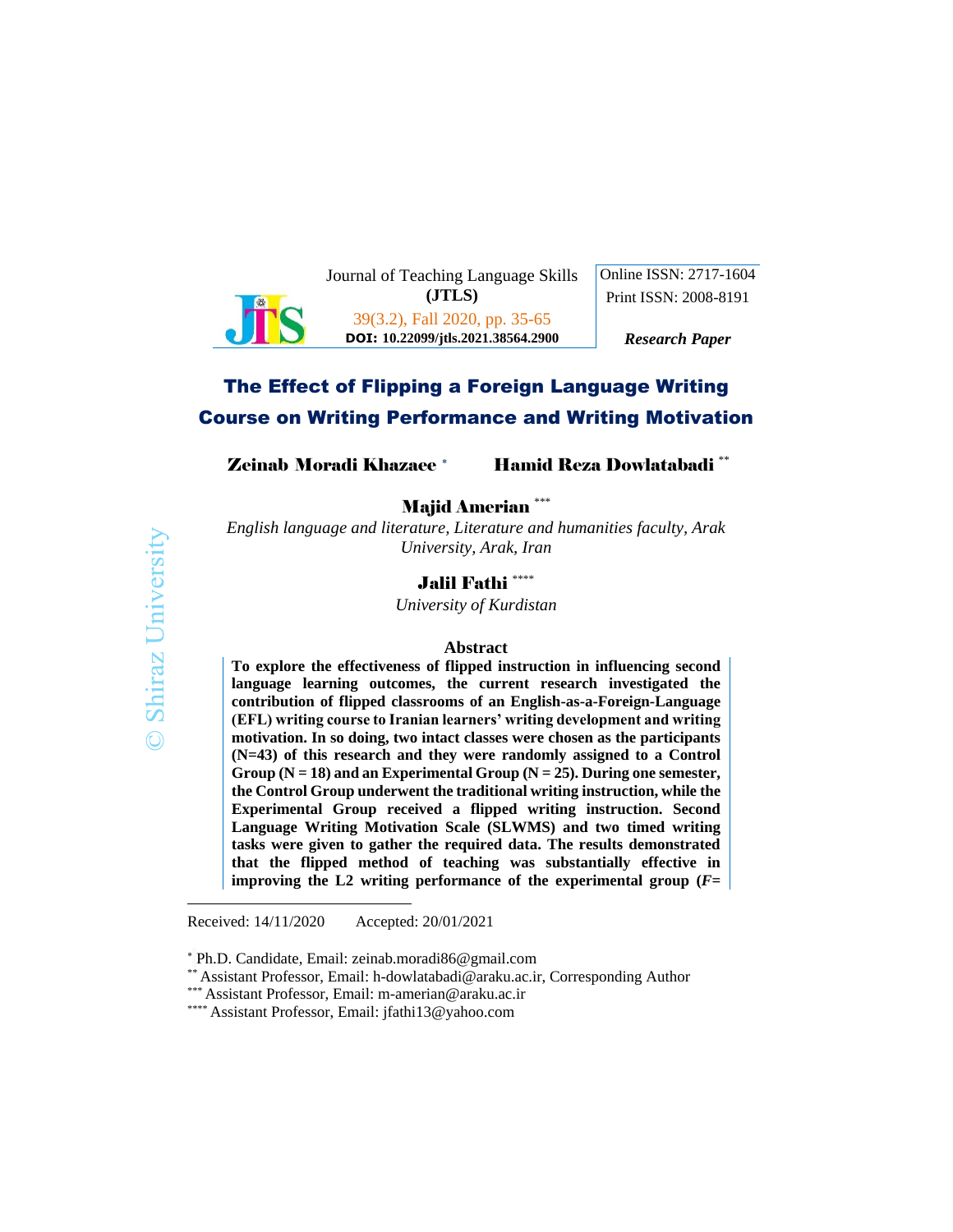Journal of Teaching Language Skills
**(JTLS)**
39(3.2), Fall 2020, pp. 35-65
**DOI: 10.22099/jtls.2021.38564.2900**

Online ISSN: 2717-1604
Print ISSN: 2008-8191

***Research Paper***

# The Effect of Flipping a Foreign Language Writing Course on Writing Performance and Writing Motivation

**Zeinab Moradi Khazaee** [*] **Hamid Reza Dowlatabadi** [**]

**Majid Amerian** [***]

*English language and literature, Literature and humanities faculty, Arak University, Arak, Iran*

**Jalil Fathi** [****]

*University of Kurdistan*

## Abstract

**To explore the effectiveness of flipped instruction in influencing second language learning outcomes, the current research investigated the contribution of flipped classrooms of an English-as-a-Foreign-Language (EFL) writing course to Iranian learners' writing development and writing motivation. In so doing, two intact classes were chosen as the participants (N=43) of this research and they were randomly assigned to a Control Group (N = 18) and an Experimental Group (N = 25). During one semester, the Control Group underwent the traditional writing instruction, while the Experimental Group received a flipped writing instruction. Second Language Writing Motivation Scale (SLWMS) and two timed writing tasks were given to gather the required data. The results demonstrated that the flipped method of teaching was substantially effective in improving the L2 writing performance of the experimental group (*F*=**

Received: 14/11/2020 Accepted: 20/01/2021

[*] Ph.D. Candidate, Email: zeinab.moradi86@gmail.com
[**] Assistant Professor, Email: h-dowlatabadi@araku.ac.ir, Corresponding Author
[***] Assistant Professor, Email: m-amerian@araku.ac.ir
[****] Assistant Professor, Email: jfathi13@yahoo.com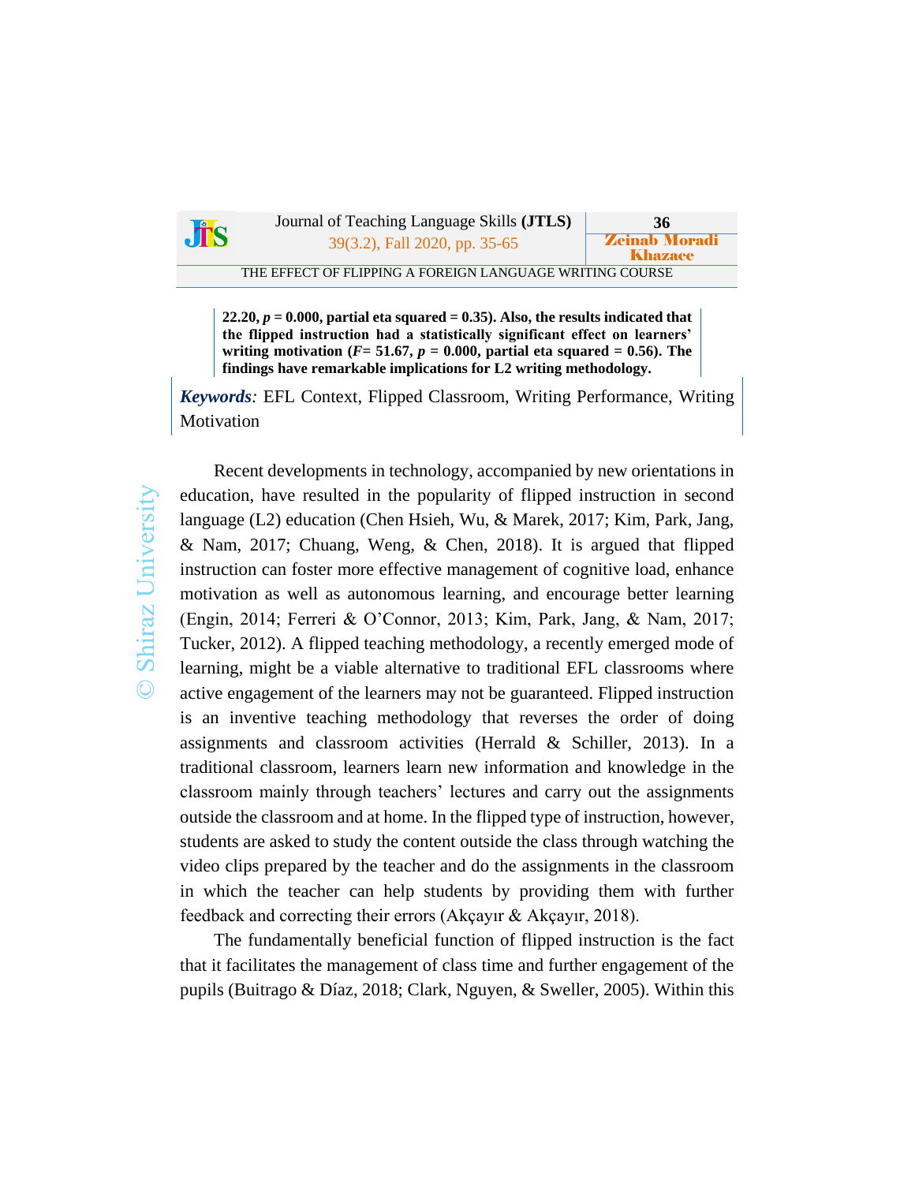**22.20, $p$ = 0.000, partial eta squared = 0.35). Also, the results indicated that the flipped instruction had a statistically significant effect on learners' writing motivation ($F$= 51.67, $p$ = 0.000, partial eta squared = 0.56). The findings have remarkable implications for L2 writing methodology.**

***Keywords***: EFL Context, Flipped Classroom, Writing Performance, Writing Motivation

Recent developments in technology, accompanied by new orientations in education, have resulted in the popularity of flipped instruction in second language (L2) education (Chen Hsieh, Wu, & Marek, 2017; Kim, Park, Jang, & Nam, 2017; Chuang, Weng, & Chen, 2018). It is argued that flipped instruction can foster more effective management of cognitive load, enhance motivation as well as autonomous learning, and encourage better learning (Engin, 2014; Ferreri & O'Connor, 2013; Kim, Park, Jang, & Nam, 2017; Tucker, 2012). A flipped teaching methodology, a recently emerged mode of learning, might be a viable alternative to traditional EFL classrooms where active engagement of the learners may not be guaranteed. Flipped instruction is an inventive teaching methodology that reverses the order of doing assignments and classroom activities (Herrald & Schiller, 2013). In a traditional classroom, learners learn new information and knowledge in the classroom mainly through teachers' lectures and carry out the assignments outside the classroom and at home. In the flipped type of instruction, however, students are asked to study the content outside the class through watching the video clips prepared by the teacher and do the assignments in the classroom in which the teacher can help students by providing them with further feedback and correcting their errors (Akçayır & Akçayır, 2018).

The fundamentally beneficial function of flipped instruction is the fact that it facilitates the management of class time and further engagement of the pupils (Buitrago & Díaz, 2018; Clark, Nguyen, & Sweller, 2005). Within this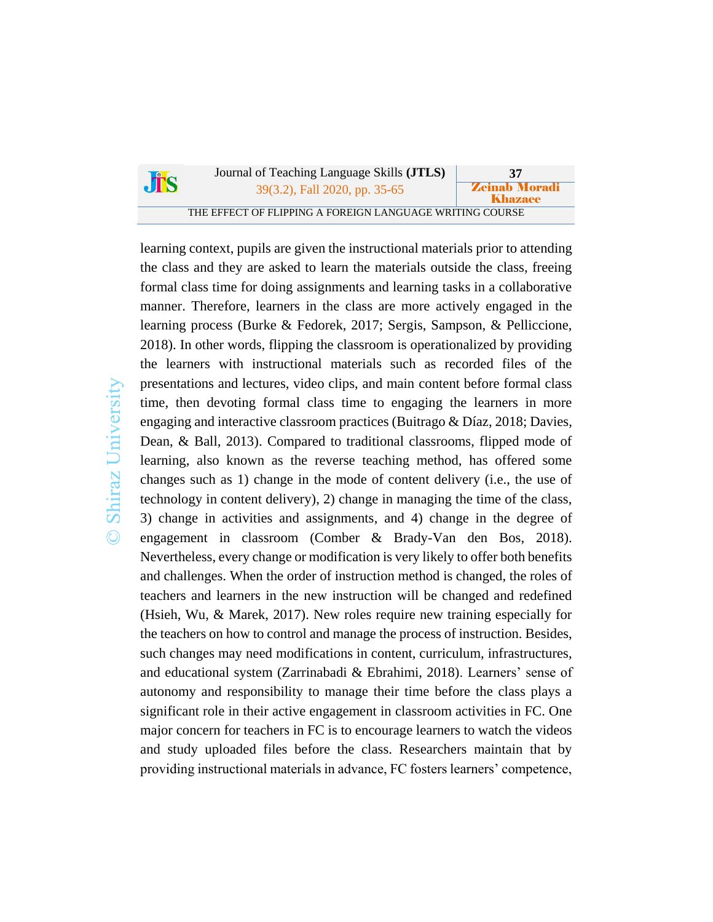learning context, pupils are given the instructional materials prior to attending the class and they are asked to learn the materials outside the class, freeing formal class time for doing assignments and learning tasks in a collaborative manner. Therefore, learners in the class are more actively engaged in the learning process (Burke & Fedorek, 2017; Sergis, Sampson, & Pelliccione, 2018). In other words, flipping the classroom is operationalized by providing the learners with instructional materials such as recorded files of the presentations and lectures, video clips, and main content before formal class time, then devoting formal class time to engaging the learners in more engaging and interactive classroom practices (Buitrago & Díaz, 2018; Davies, Dean, & Ball, 2013). Compared to traditional classrooms, flipped mode of learning, also known as the reverse teaching method, has offered some changes such as 1) change in the mode of content delivery (i.e., the use of technology in content delivery), 2) change in managing the time of the class, 3) change in activities and assignments, and 4) change in the degree of engagement in classroom (Comber & Brady-Van den Bos, 2018). Nevertheless, every change or modification is very likely to offer both benefits and challenges. When the order of instruction method is changed, the roles of teachers and learners in the new instruction will be changed and redefined (Hsieh, Wu, & Marek, 2017). New roles require new training especially for the teachers on how to control and manage the process of instruction. Besides, such changes may need modifications in content, curriculum, infrastructures, and educational system (Zarrinabadi & Ebrahimi, 2018). Learners' sense of autonomy and responsibility to manage their time before the class plays a significant role in their active engagement in classroom activities in FC. One major concern for teachers in FC is to encourage learners to watch the videos and study uploaded files before the class. Researchers maintain that by providing instructional materials in advance, FC fosters learners' competence,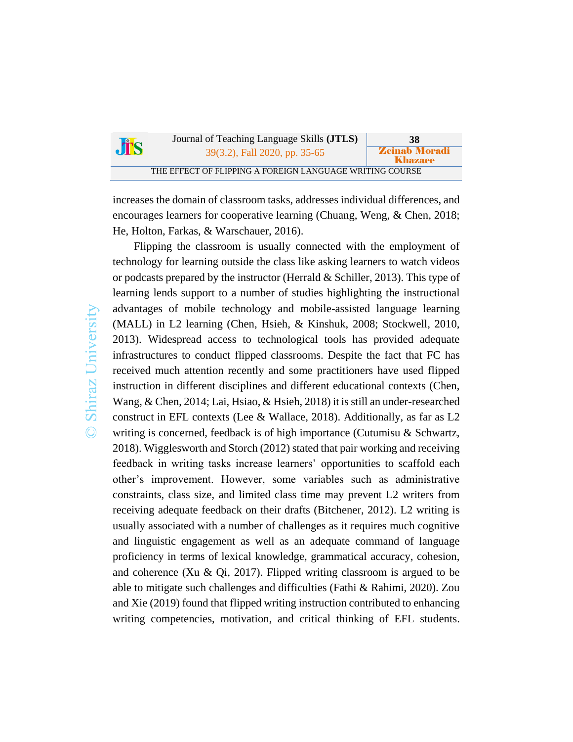increases the domain of classroom tasks, addresses individual differences, and encourages learners for cooperative learning (Chuang, Weng, & Chen, 2018; He, Holton, Farkas, & Warschauer, 2016).

Flipping the classroom is usually connected with the employment of technology for learning outside the class like asking learners to watch videos or podcasts prepared by the instructor (Herrald & Schiller, 2013). This type of learning lends support to a number of studies highlighting the instructional advantages of mobile technology and mobile-assisted language learning (MALL) in L2 learning (Chen, Hsieh, & Kinshuk, 2008; Stockwell, 2010, 2013). Widespread access to technological tools has provided adequate infrastructures to conduct flipped classrooms. Despite the fact that FC has received much attention recently and some practitioners have used flipped instruction in different disciplines and different educational contexts (Chen, Wang, & Chen, 2014; Lai, Hsiao, & Hsieh, 2018) it is still an under-researched construct in EFL contexts (Lee & Wallace, 2018). Additionally, as far as L2 writing is concerned, feedback is of high importance (Cutumisu & Schwartz, 2018). Wigglesworth and Storch (2012) stated that pair working and receiving feedback in writing tasks increase learners' opportunities to scaffold each other's improvement. However, some variables such as administrative constraints, class size, and limited class time may prevent L2 writers from receiving adequate feedback on their drafts (Bitchener, 2012). L2 writing is usually associated with a number of challenges as it requires much cognitive and linguistic engagement as well as an adequate command of language proficiency in terms of lexical knowledge, grammatical accuracy, cohesion, and coherence (Xu & Qi, 2017). Flipped writing classroom is argued to be able to mitigate such challenges and difficulties (Fathi & Rahimi, 2020). Zou and Xie (2019) found that flipped writing instruction contributed to enhancing writing competencies, motivation, and critical thinking of EFL students.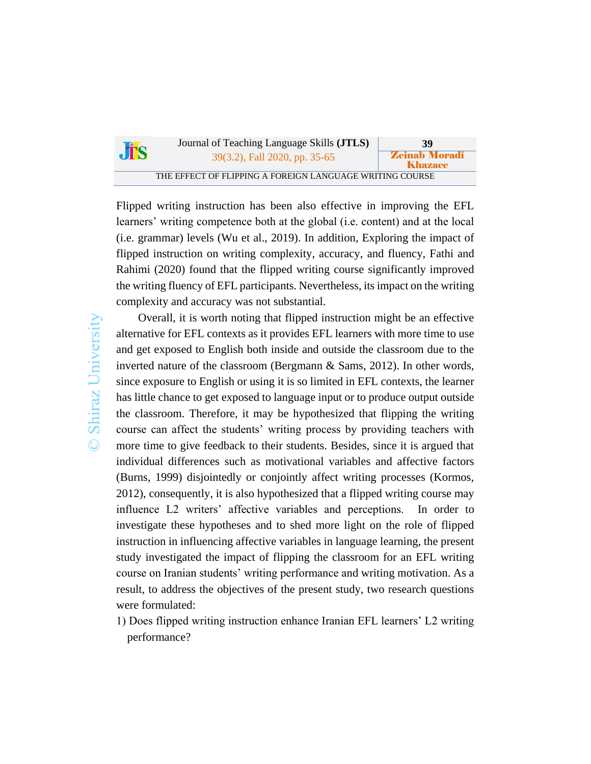Flipped writing instruction has been also effective in improving the EFL learners' writing competence both at the global (i.e. content) and at the local (i.e. grammar) levels (Wu et al., 2019). In addition, Exploring the impact of flipped instruction on writing complexity, accuracy, and fluency, Fathi and Rahimi (2020) found that the flipped writing course significantly improved the writing fluency of EFL participants. Nevertheless, its impact on the writing complexity and accuracy was not substantial.

Overall, it is worth noting that flipped instruction might be an effective alternative for EFL contexts as it provides EFL learners with more time to use and get exposed to English both inside and outside the classroom due to the inverted nature of the classroom (Bergmann & Sams, 2012). In other words, since exposure to English or using it is so limited in EFL contexts, the learner has little chance to get exposed to language input or to produce output outside the classroom. Therefore, it may be hypothesized that flipping the writing course can affect the students' writing process by providing teachers with more time to give feedback to their students. Besides, since it is argued that individual differences such as motivational variables and affective factors (Burns, 1999) disjointedly or conjointly affect writing processes (Kormos, 2012), consequently, it is also hypothesized that a flipped writing course may influence L2 writers' affective variables and perceptions. In order to investigate these hypotheses and to shed more light on the role of flipped instruction in influencing affective variables in language learning, the present study investigated the impact of flipping the classroom for an EFL writing course on Iranian students' writing performance and writing motivation. As a result, to address the objectives of the present study, two research questions were formulated:

1) Does flipped writing instruction enhance Iranian EFL learners' L2 writing performance?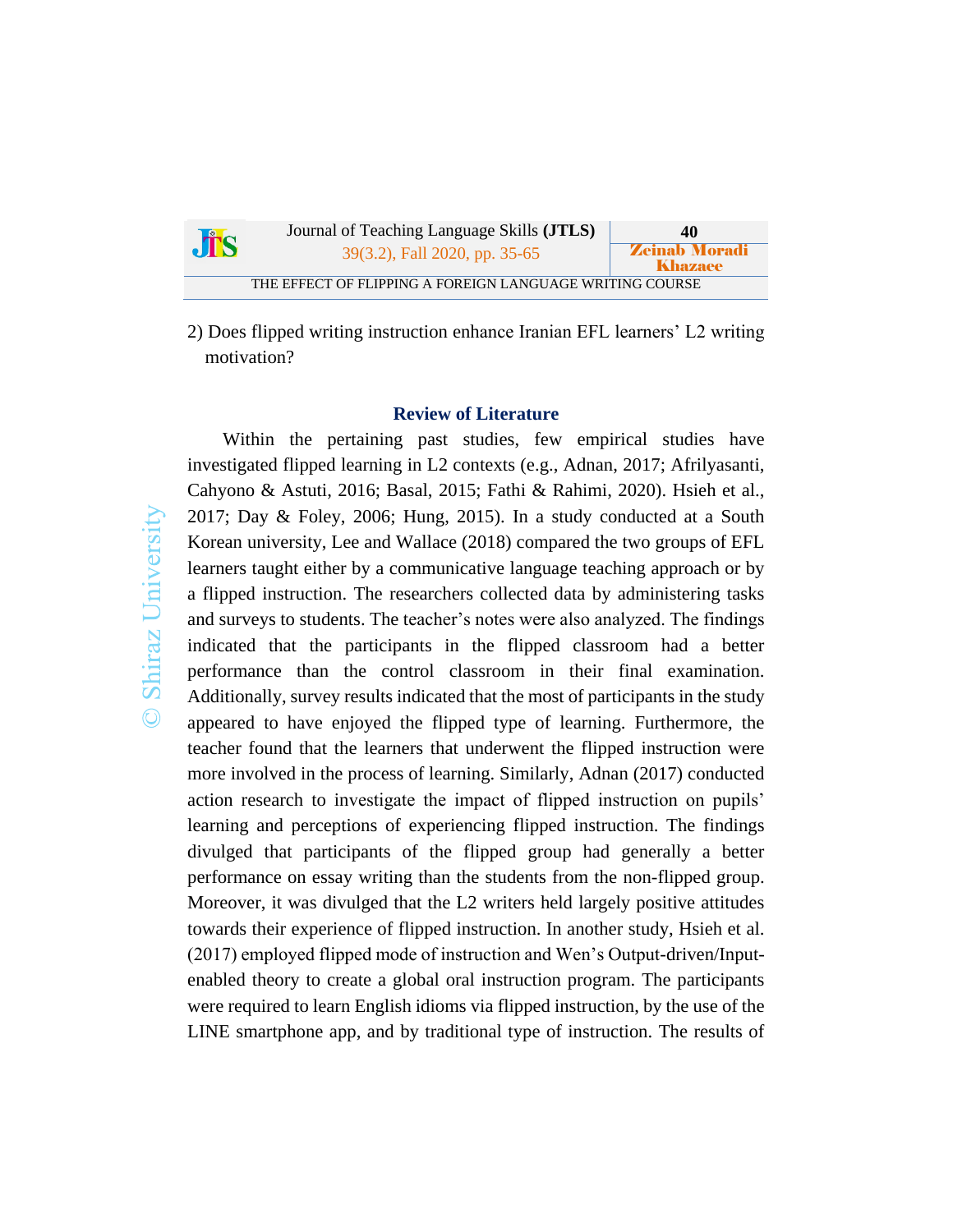2) Does flipped writing instruction enhance Iranian EFL learners' L2 writing motivation?

## Review of Literature

Within the pertaining past studies, few empirical studies have investigated flipped learning in L2 contexts (e.g., Adnan, 2017; Afrilyasanti, Cahyono & Astuti, 2016; Basal, 2015; Fathi & Rahimi, 2020). Hsieh et al., 2017; Day & Foley, 2006; Hung, 2015). In a study conducted at a South Korean university, Lee and Wallace (2018) compared the two groups of EFL learners taught either by a communicative language teaching approach or by a flipped instruction. The researchers collected data by administering tasks and surveys to students. The teacher's notes were also analyzed. The findings indicated that the participants in the flipped classroom had a better performance than the control classroom in their final examination. Additionally, survey results indicated that the most of participants in the study appeared to have enjoyed the flipped type of learning. Furthermore, the teacher found that the learners that underwent the flipped instruction were more involved in the process of learning. Similarly, Adnan (2017) conducted action research to investigate the impact of flipped instruction on pupils' learning and perceptions of experiencing flipped instruction. The findings divulged that participants of the flipped group had generally a better performance on essay writing than the students from the non-flipped group. Moreover, it was divulged that the L2 writers held largely positive attitudes towards their experience of flipped instruction. In another study, Hsieh et al. (2017) employed flipped mode of instruction and Wen's Output-driven/Input-enabled theory to create a global oral instruction program. The participants were required to learn English idioms via flipped instruction, by the use of the LINE smartphone app, and by traditional type of instruction. The results of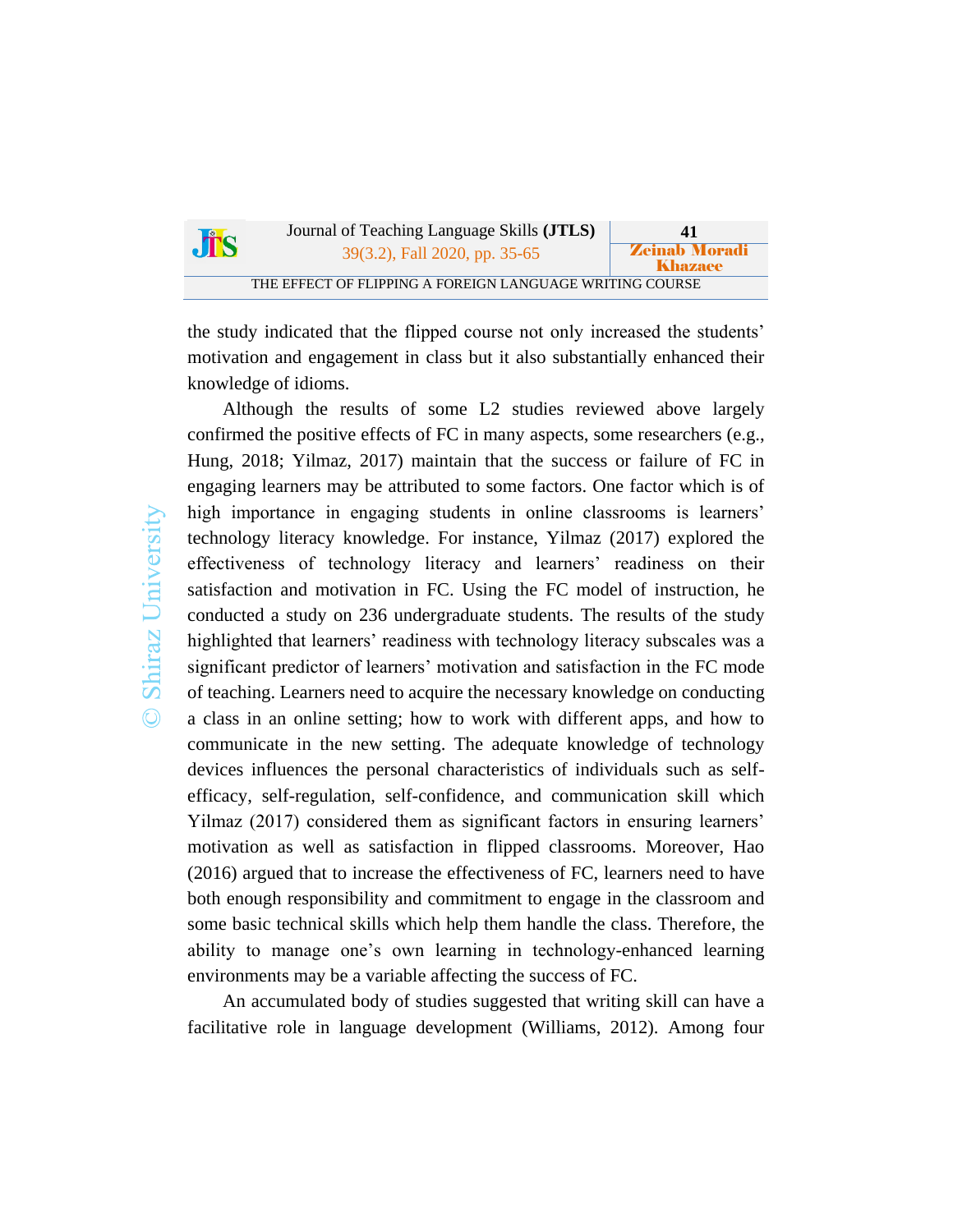the study indicated that the flipped course not only increased the students' motivation and engagement in class but it also substantially enhanced their knowledge of idioms.

Although the results of some L2 studies reviewed above largely confirmed the positive effects of FC in many aspects, some researchers (e.g., Hung, 2018; Yilmaz, 2017) maintain that the success or failure of FC in engaging learners may be attributed to some factors. One factor which is of high importance in engaging students in online classrooms is learners' technology literacy knowledge. For instance, Yilmaz (2017) explored the effectiveness of technology literacy and learners' readiness on their satisfaction and motivation in FC. Using the FC model of instruction, he conducted a study on 236 undergraduate students. The results of the study highlighted that learners' readiness with technology literacy subscales was a significant predictor of learners' motivation and satisfaction in the FC mode of teaching. Learners need to acquire the necessary knowledge on conducting a class in an online setting; how to work with different apps, and how to communicate in the new setting. The adequate knowledge of technology devices influences the personal characteristics of individuals such as self-efficacy, self-regulation, self-confidence, and communication skill which Yilmaz (2017) considered them as significant factors in ensuring learners' motivation as well as satisfaction in flipped classrooms. Moreover, Hao (2016) argued that to increase the effectiveness of FC, learners need to have both enough responsibility and commitment to engage in the classroom and some basic technical skills which help them handle the class. Therefore, the ability to manage one's own learning in technology-enhanced learning environments may be a variable affecting the success of FC.

An accumulated body of studies suggested that writing skill can have a facilitative role in language development (Williams, 2012). Among four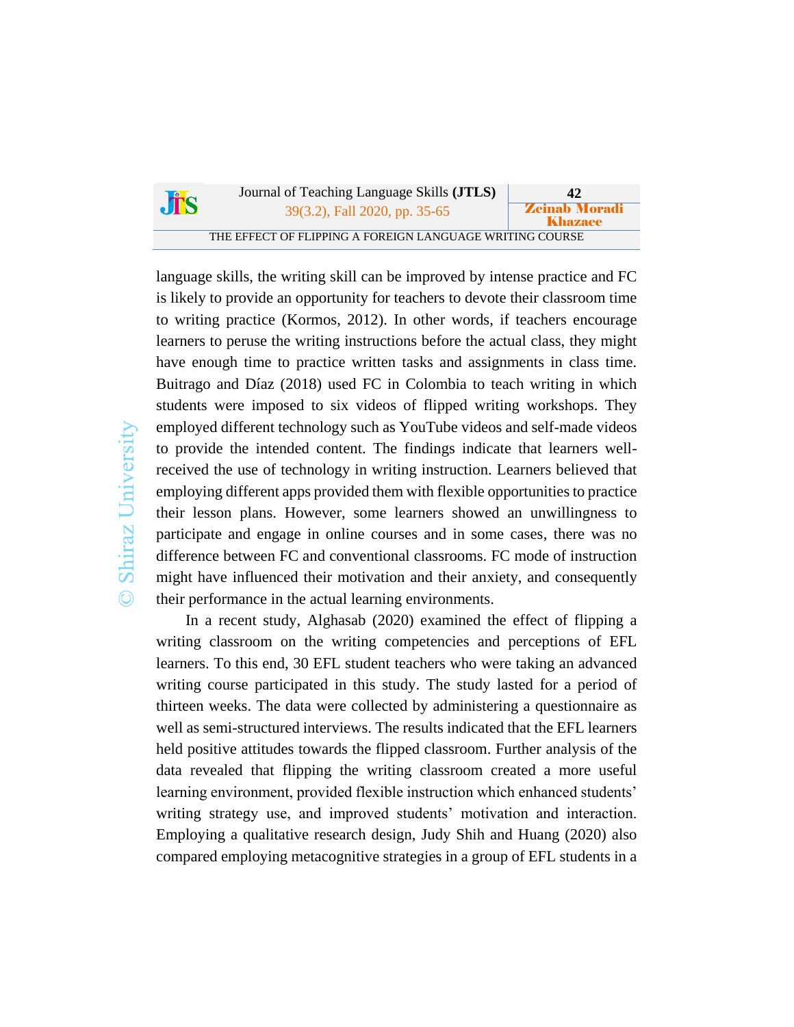language skills, the writing skill can be improved by intense practice and FC is likely to provide an opportunity for teachers to devote their classroom time to writing practice (Kormos, 2012). In other words, if teachers encourage learners to peruse the writing instructions before the actual class, they might have enough time to practice written tasks and assignments in class time. Buitrago and Díaz (2018) used FC in Colombia to teach writing in which students were imposed to six videos of flipped writing workshops. They employed different technology such as YouTube videos and self-made videos to provide the intended content. The findings indicate that learners well-received the use of technology in writing instruction. Learners believed that employing different apps provided them with flexible opportunities to practice their lesson plans. However, some learners showed an unwillingness to participate and engage in online courses and in some cases, there was no difference between FC and conventional classrooms. FC mode of instruction might have influenced their motivation and their anxiety, and consequently their performance in the actual learning environments.

In a recent study, Alghasab (2020) examined the effect of flipping a writing classroom on the writing competencies and perceptions of EFL learners. To this end, 30 EFL student teachers who were taking an advanced writing course participated in this study. The study lasted for a period of thirteen weeks. The data were collected by administering a questionnaire as well as semi-structured interviews. The results indicated that the EFL learners held positive attitudes towards the flipped classroom. Further analysis of the data revealed that flipping the writing classroom created a more useful learning environment, provided flexible instruction which enhanced students' writing strategy use, and improved students' motivation and interaction. Employing a qualitative research design, Judy Shih and Huang (2020) also compared employing metacognitive strategies in a group of EFL students in a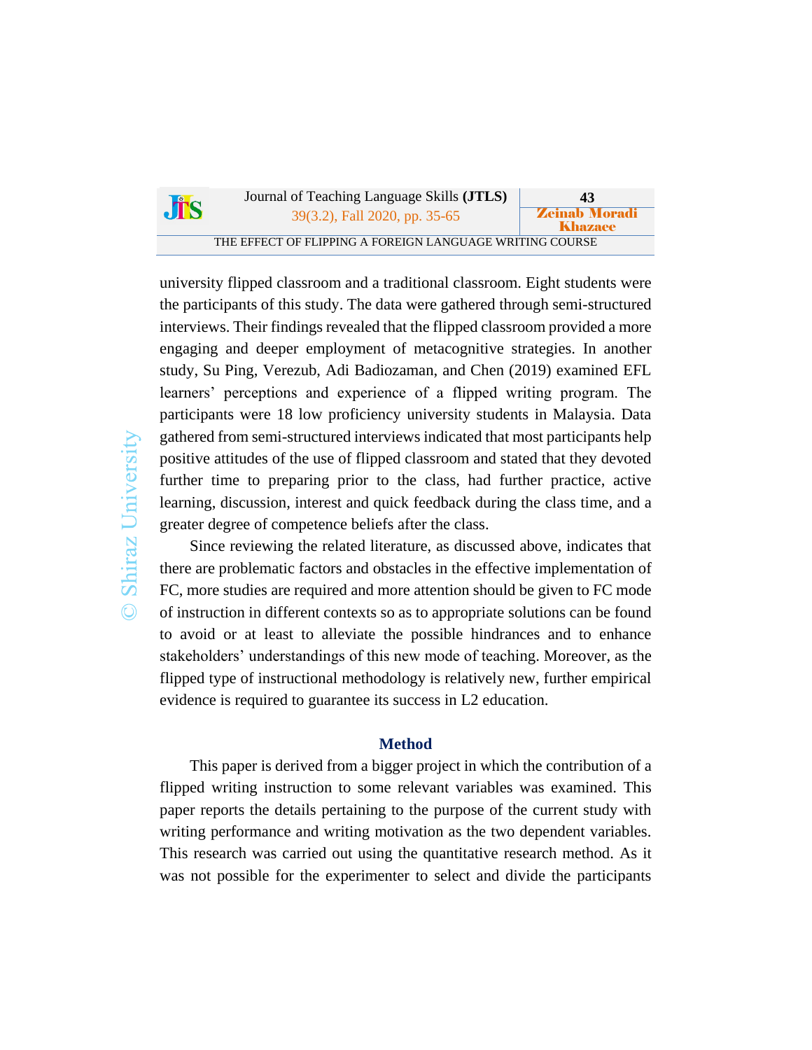university flipped classroom and a traditional classroom. Eight students were the participants of this study. The data were gathered through semi-structured interviews. Their findings revealed that the flipped classroom provided a more engaging and deeper employment of metacognitive strategies. In another study, Su Ping, Verezub, Adi Badiozaman, and Chen (2019) examined EFL learners' perceptions and experience of a flipped writing program. The participants were 18 low proficiency university students in Malaysia. Data gathered from semi-structured interviews indicated that most participants help positive attitudes of the use of flipped classroom and stated that they devoted further time to preparing prior to the class, had further practice, active learning, discussion, interest and quick feedback during the class time, and a greater degree of competence beliefs after the class.

Since reviewing the related literature, as discussed above, indicates that there are problematic factors and obstacles in the effective implementation of FC, more studies are required and more attention should be given to FC mode of instruction in different contexts so as to appropriate solutions can be found to avoid or at least to alleviate the possible hindrances and to enhance stakeholders' understandings of this new mode of teaching. Moreover, as the flipped type of instructional methodology is relatively new, further empirical evidence is required to guarantee its success in L2 education.

## Method

This paper is derived from a bigger project in which the contribution of a flipped writing instruction to some relevant variables was examined. This paper reports the details pertaining to the purpose of the current study with writing performance and writing motivation as the two dependent variables. This research was carried out using the quantitative research method. As it was not possible for the experimenter to select and divide the participants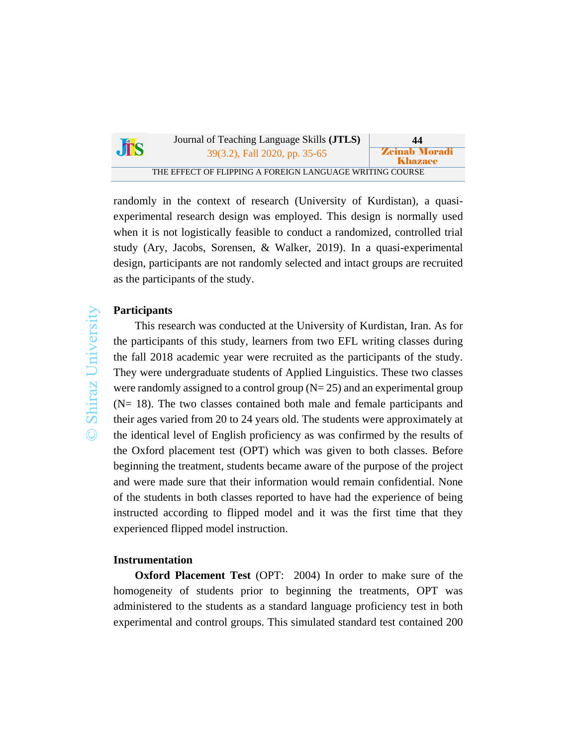randomly in the context of research (University of Kurdistan), a quasi-experimental research design was employed. This design is normally used when it is not logistically feasible to conduct a randomized, controlled trial study (Ary, Jacobs, Sorensen, & Walker, 2019). In a quasi-experimental design, participants are not randomly selected and intact groups are recruited as the participants of the study.

## Participants

This research was conducted at the University of Kurdistan, Iran. As for the participants of this study, learners from two EFL writing classes during the fall 2018 academic year were recruited as the participants of the study. They were undergraduate students of Applied Linguistics. These two classes were randomly assigned to a control group (N= 25) and an experimental group (N= 18). The two classes contained both male and female participants and their ages varied from 20 to 24 years old. The students were approximately at the identical level of English proficiency as was confirmed by the results of the Oxford placement test (OPT) which was given to both classes. Before beginning the treatment, students became aware of the purpose of the project and were made sure that their information would remain confidential. None of the students in both classes reported to have had the experience of being instructed according to flipped model and it was the first time that they experienced flipped model instruction.

## Instrumentation

**Oxford Placement Test** (OPT: 2004) In order to make sure of the homogeneity of students prior to beginning the treatments, OPT was administered to the students as a standard language proficiency test in both experimental and control groups. This simulated standard test contained 200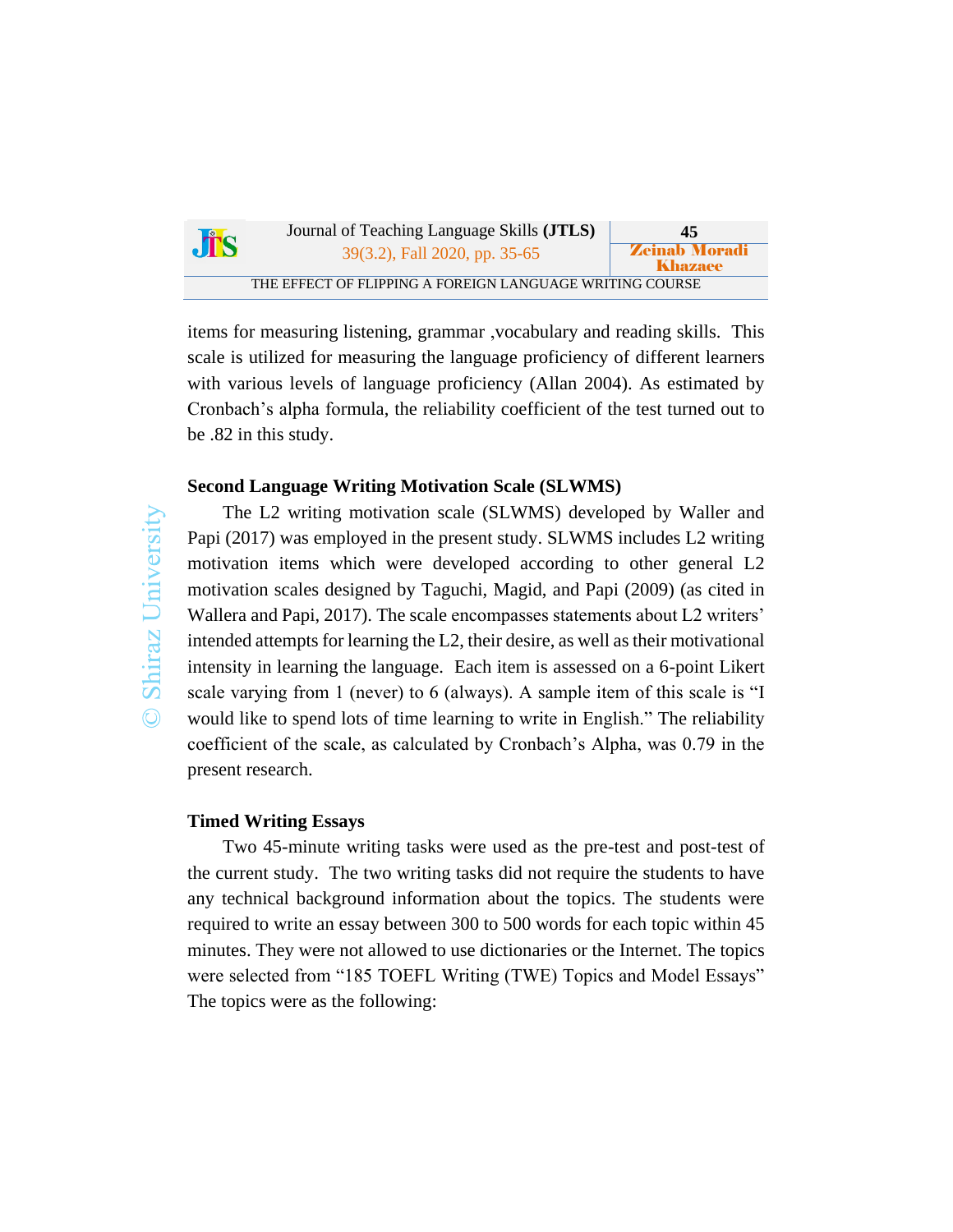items for measuring listening, grammar ,vocabulary and reading skills. This scale is utilized for measuring the language proficiency of different learners with various levels of language proficiency (Allan 2004). As estimated by Cronbach's alpha formula, the reliability coefficient of the test turned out to be .82 in this study.

### Second Language Writing Motivation Scale (SLWMS)

The L2 writing motivation scale (SLWMS) developed by Waller and Papi (2017) was employed in the present study. SLWMS includes L2 writing motivation items which were developed according to other general L2 motivation scales designed by Taguchi, Magid, and Papi (2009) (as cited in Wallera and Papi, 2017). The scale encompasses statements about L2 writers' intended attempts for learning the L2, their desire, as well as their motivational intensity in learning the language. Each item is assessed on a 6-point Likert scale varying from 1 (never) to 6 (always). A sample item of this scale is "I would like to spend lots of time learning to write in English." The reliability coefficient of the scale, as calculated by Cronbach's Alpha, was 0.79 in the present research.

### Timed Writing Essays

Two 45-minute writing tasks were used as the pre-test and post-test of the current study. The two writing tasks did not require the students to have any technical background information about the topics. The students were required to write an essay between 300 to 500 words for each topic within 45 minutes. They were not allowed to use dictionaries or the Internet. The topics were selected from "185 TOEFL Writing (TWE) Topics and Model Essays" The topics were as the following: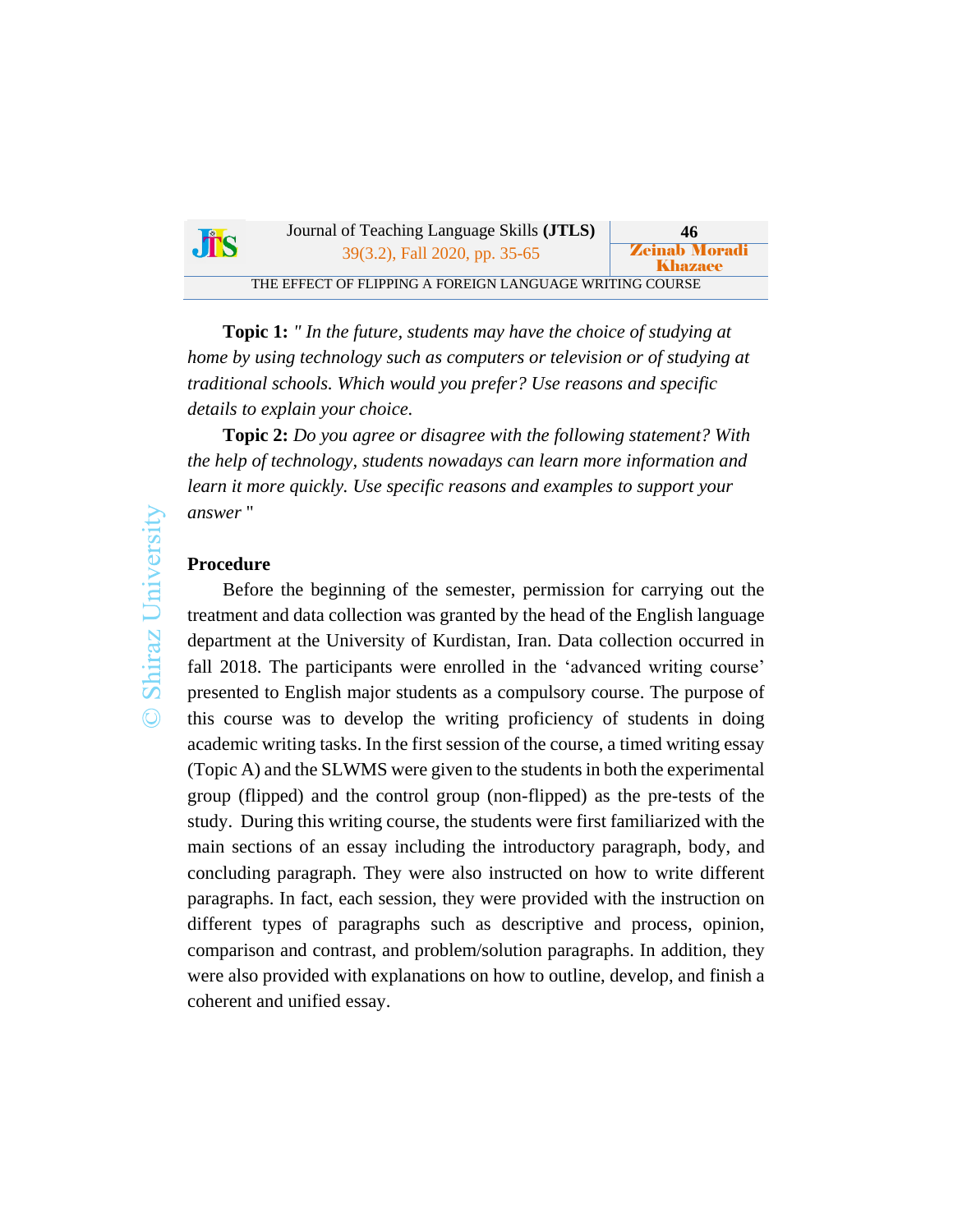**Topic 1:** *" In the future, students may have the choice of studying at home by using technology such as computers or television or of studying at traditional schools. Which would you prefer? Use reasons and specific details to explain your choice.*

**Topic 2:** *Do you agree or disagree with the following statement? With the help of technology, students nowadays can learn more information and learn it more quickly. Use specific reasons and examples to support your answer* "

## Procedure

Before the beginning of the semester, permission for carrying out the treatment and data collection was granted by the head of the English language department at the University of Kurdistan, Iran. Data collection occurred in fall 2018. The participants were enrolled in the 'advanced writing course' presented to English major students as a compulsory course. The purpose of this course was to develop the writing proficiency of students in doing academic writing tasks. In the first session of the course, a timed writing essay (Topic A) and the SLWMS were given to the students in both the experimental group (flipped) and the control group (non-flipped) as the pre-tests of the study. During this writing course, the students were first familiarized with the main sections of an essay including the introductory paragraph, body, and concluding paragraph. They were also instructed on how to write different paragraphs. In fact, each session, they were provided with the instruction on different types of paragraphs such as descriptive and process, opinion, comparison and contrast, and problem/solution paragraphs. In addition, they were also provided with explanations on how to outline, develop, and finish a coherent and unified essay.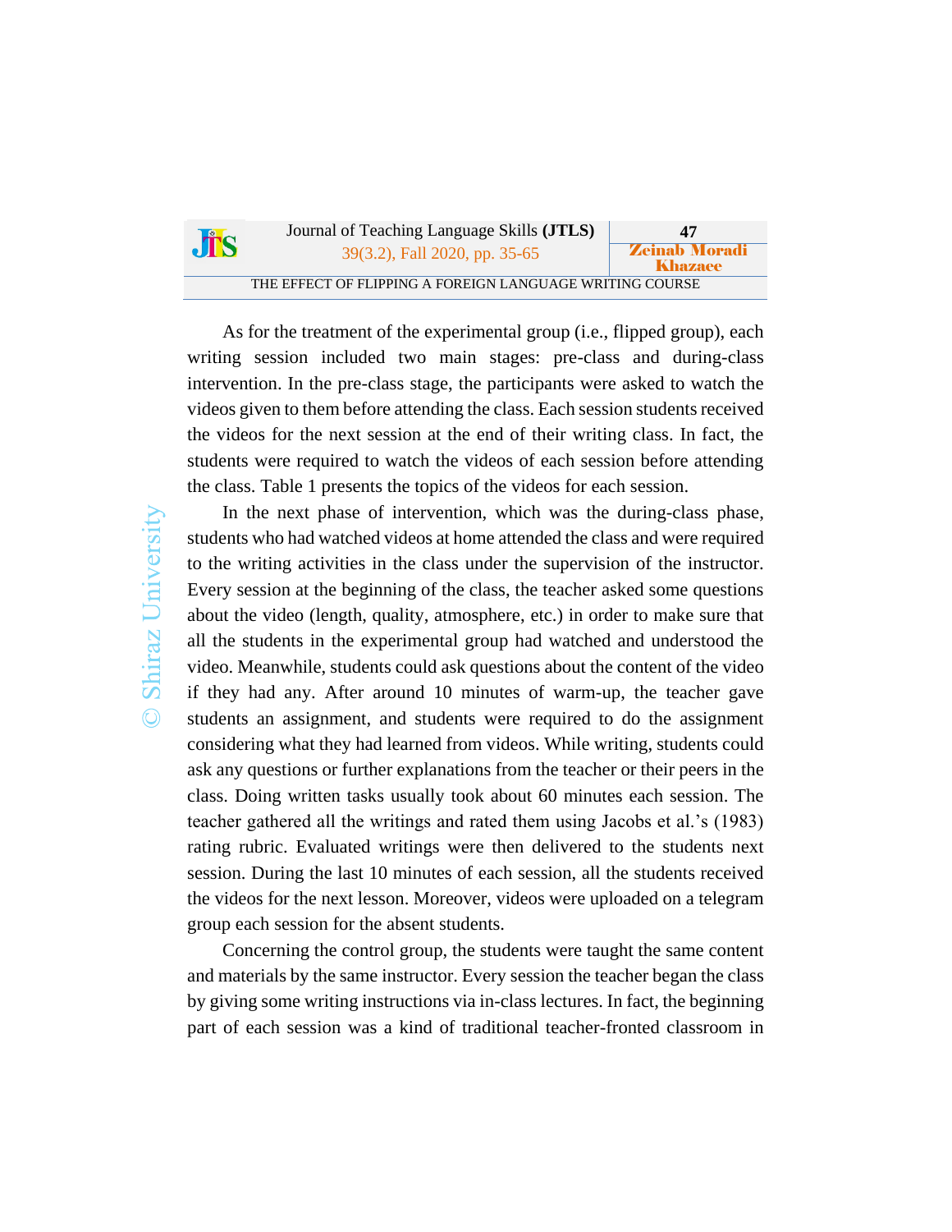As for the treatment of the experimental group (i.e., flipped group), each writing session included two main stages: pre-class and during-class intervention. In the pre-class stage, the participants were asked to watch the videos given to them before attending the class. Each session students received the videos for the next session at the end of their writing class. In fact, the students were required to watch the videos of each session before attending the class. Table 1 presents the topics of the videos for each session.

In the next phase of intervention, which was the during-class phase, students who had watched videos at home attended the class and were required to the writing activities in the class under the supervision of the instructor. Every session at the beginning of the class, the teacher asked some questions about the video (length, quality, atmosphere, etc.) in order to make sure that all the students in the experimental group had watched and understood the video. Meanwhile, students could ask questions about the content of the video if they had any. After around 10 minutes of warm-up, the teacher gave students an assignment, and students were required to do the assignment considering what they had learned from videos. While writing, students could ask any questions or further explanations from the teacher or their peers in the class. Doing written tasks usually took about 60 minutes each session. The teacher gathered all the writings and rated them using Jacobs et al.'s (1983) rating rubric. Evaluated writings were then delivered to the students next session. During the last 10 minutes of each session, all the students received the videos for the next lesson. Moreover, videos were uploaded on a telegram group each session for the absent students.

Concerning the control group, the students were taught the same content and materials by the same instructor. Every session the teacher began the class by giving some writing instructions via in-class lectures. In fact, the beginning part of each session was a kind of traditional teacher-fronted classroom in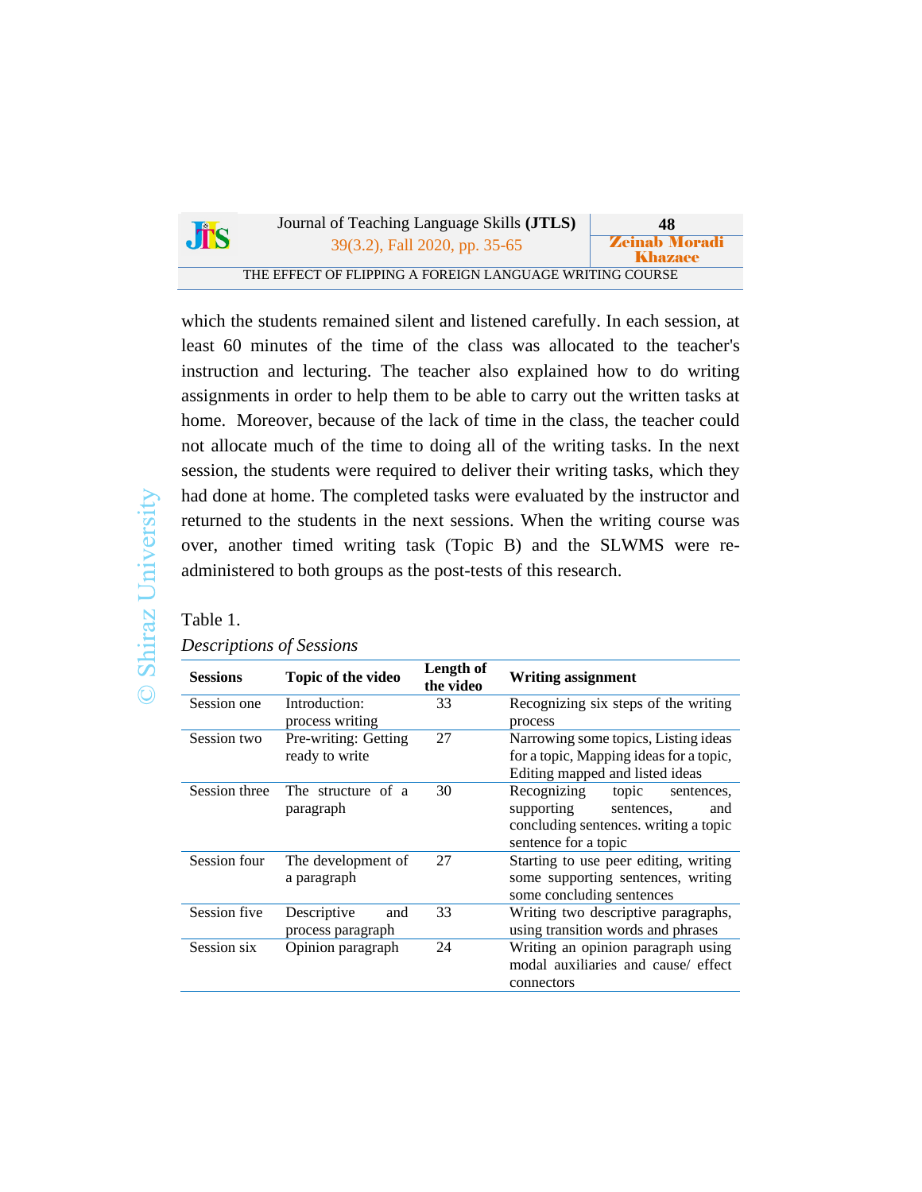which the students remained silent and listened carefully. In each session, at least 60 minutes of the time of the class was allocated to the teacher's instruction and lecturing. The teacher also explained how to do writing assignments in order to help them to be able to carry out the written tasks at home. Moreover, because of the lack of time in the class, the teacher could not allocate much of the time to doing all of the writing tasks. In the next session, the students were required to deliver their writing tasks, which they had done at home. The completed tasks were evaluated by the instructor and returned to the students in the next sessions. When the writing course was over, another timed writing task (Topic B) and the SLWMS were re-administered to both groups as the post-tests of this research.

Table 1.

*Descriptions of Sessions*

| Sessions | Topic of the video | Length of the video | Writing assignment |
|---|---|---|---|
| Session one | Introduction: process writing | 33 | Recognizing six steps of the writing process |
| Session two | Pre-writing: Getting ready to write | 27 | Narrowing some topics, Listing ideas for a topic, Mapping ideas for a topic, Editing mapped and listed ideas |
| Session three | The structure of a paragraph | 30 | Recognizing topic sentences, supporting sentences, and concluding sentences. writing a topic sentence for a topic |
| Session four | The development of a paragraph | 27 | Starting to use peer editing, writing some supporting sentences, writing some concluding sentences |
| Session five | Descriptive and process paragraph | 33 | Writing two descriptive paragraphs, using transition words and phrases |
| Session six | Opinion paragraph | 24 | Writing an opinion paragraph using modal auxiliaries and cause/ effect connectors |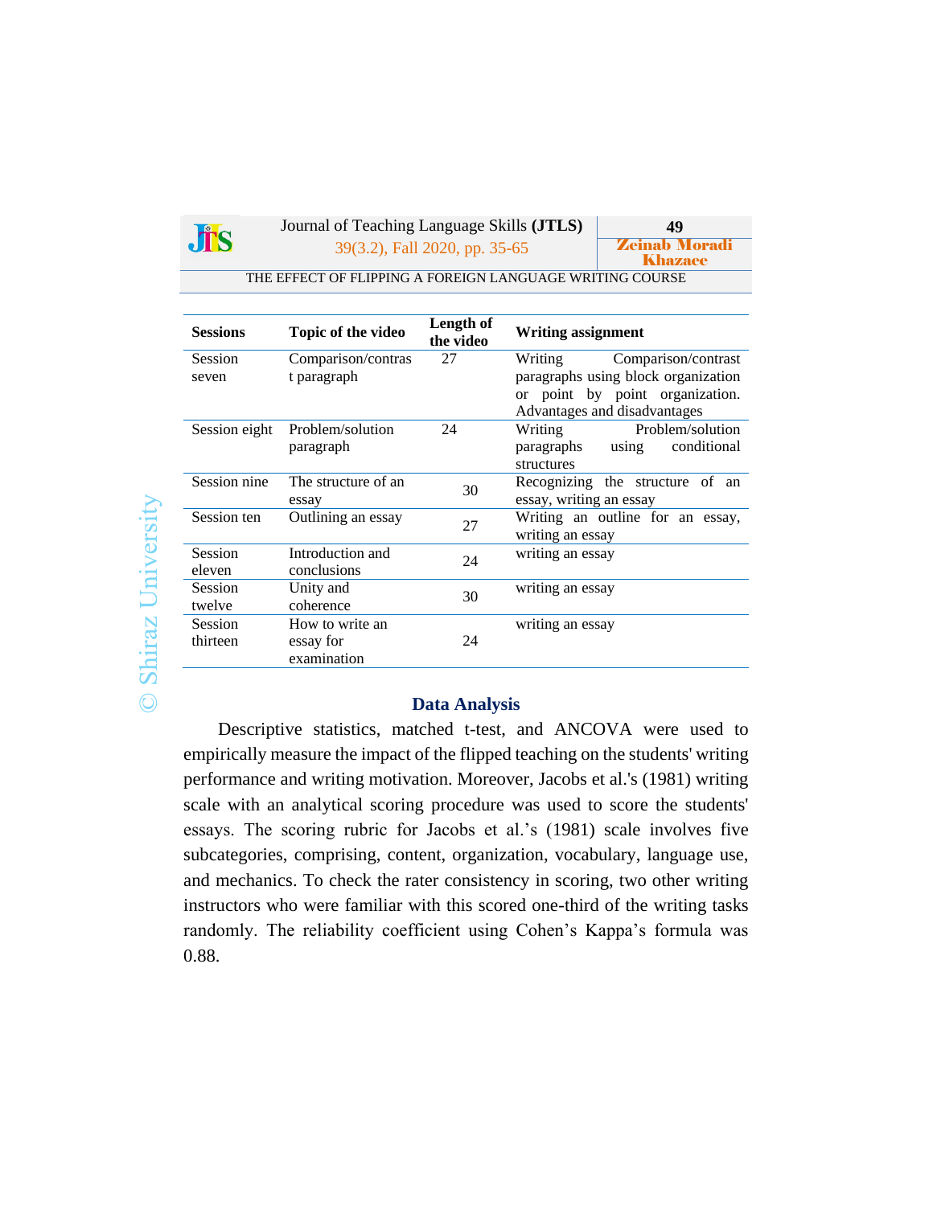| Sessions | Topic of the video | Length of the video | Writing assignment |
|---|---|---|---|
| Session seven | Comparison/contrast paragraph | 27 | Writing Comparison/contrast paragraphs using block organization or point by point organization. Advantages and disadvantages |
| Session eight | Problem/solution paragraph | 24 | Writing Problem/solution paragraphs using conditional structures |
| Session nine | The structure of an essay | 30 | Recognizing the structure of an essay, writing an essay |
| Session ten | Outlining an essay | 27 | Writing an outline for an essay, writing an essay |
| Session eleven | Introduction and conclusions | 24 | writing an essay |
| Session twelve | Unity and coherence | 30 | writing an essay |
| Session thirteen | How to write an essay for examination | 24 | writing an essay |

## Data Analysis

Descriptive statistics, matched t-test, and ANCOVA were used to empirically measure the impact of the flipped teaching on the students' writing performance and writing motivation. Moreover, Jacobs et al.'s (1981) writing scale with an analytical scoring procedure was used to score the students' essays. The scoring rubric for Jacobs et al.'s (1981) scale involves five subcategories, comprising, content, organization, vocabulary, language use, and mechanics. To check the rater consistency in scoring, two other writing instructors who were familiar with this scored one-third of the writing tasks randomly. The reliability coefficient using Cohen's Kappa's formula was 0.88.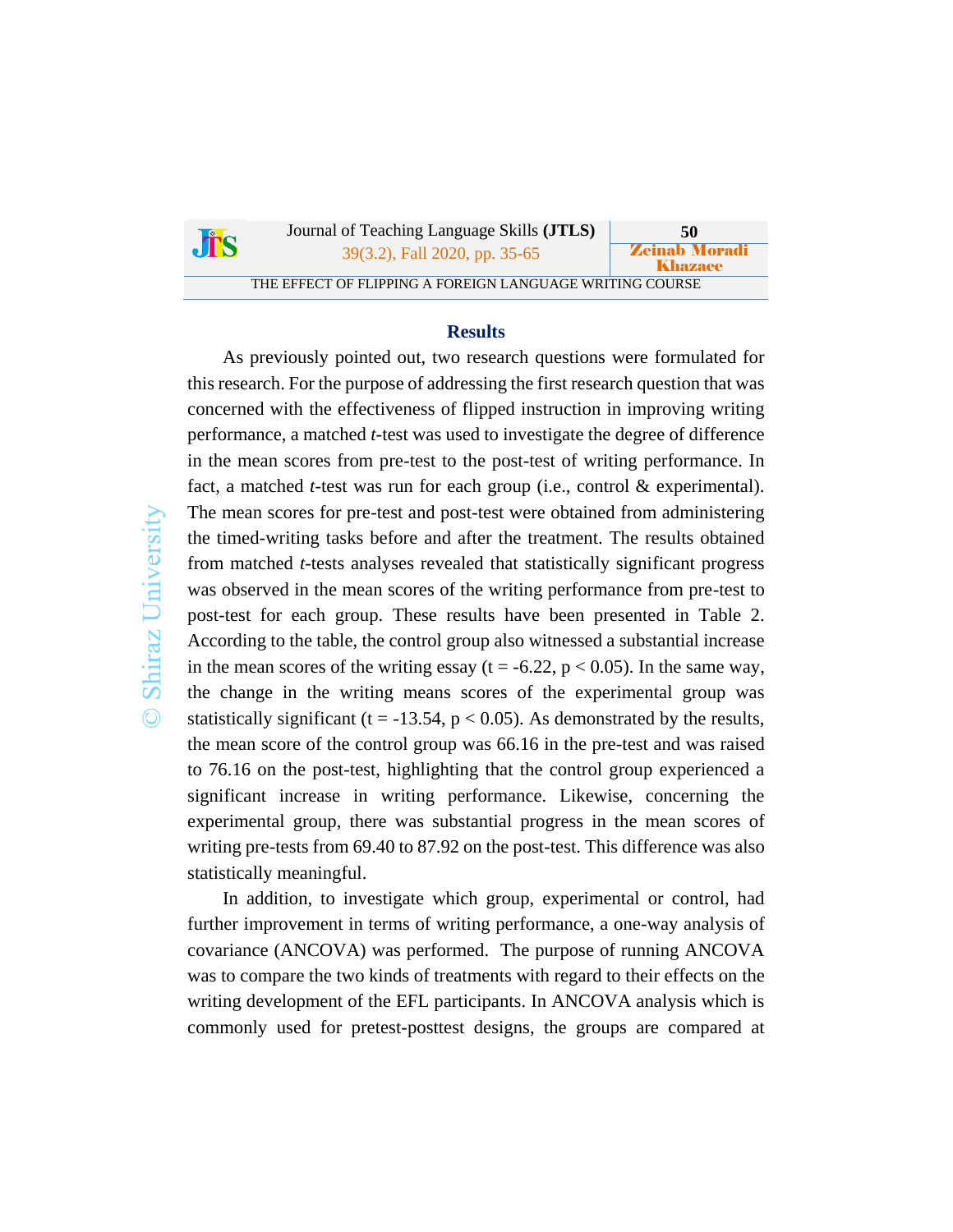## Results

As previously pointed out, two research questions were formulated for this research. For the purpose of addressing the first research question that was concerned with the effectiveness of flipped instruction in improving writing performance, a matched *t*-test was used to investigate the degree of difference in the mean scores from pre-test to the post-test of writing performance. In fact, a matched *t*-test was run for each group (i.e., control & experimental). The mean scores for pre-test and post-test were obtained from administering the timed-writing tasks before and after the treatment. The results obtained from matched *t*-tests analyses revealed that statistically significant progress was observed in the mean scores of the writing performance from pre-test to post-test for each group. These results have been presented in Table 2. According to the table, the control group also witnessed a substantial increase in the mean scores of the writing essay ($t = -6.22$, $p < 0.05$). In the same way, the change in the writing means scores of the experimental group was statistically significant ($t = -13.54$, $p < 0.05$). As demonstrated by the results, the mean score of the control group was 66.16 in the pre-test and was raised to 76.16 on the post-test, highlighting that the control group experienced a significant increase in writing performance. Likewise, concerning the experimental group, there was substantial progress in the mean scores of writing pre-tests from 69.40 to 87.92 on the post-test. This difference was also statistically meaningful.

In addition, to investigate which group, experimental or control, had further improvement in terms of writing performance, a one-way analysis of covariance (ANCOVA) was performed. The purpose of running ANCOVA was to compare the two kinds of treatments with regard to their effects on the writing development of the EFL participants. In ANCOVA analysis which is commonly used for pretest-posttest designs, the groups are compared at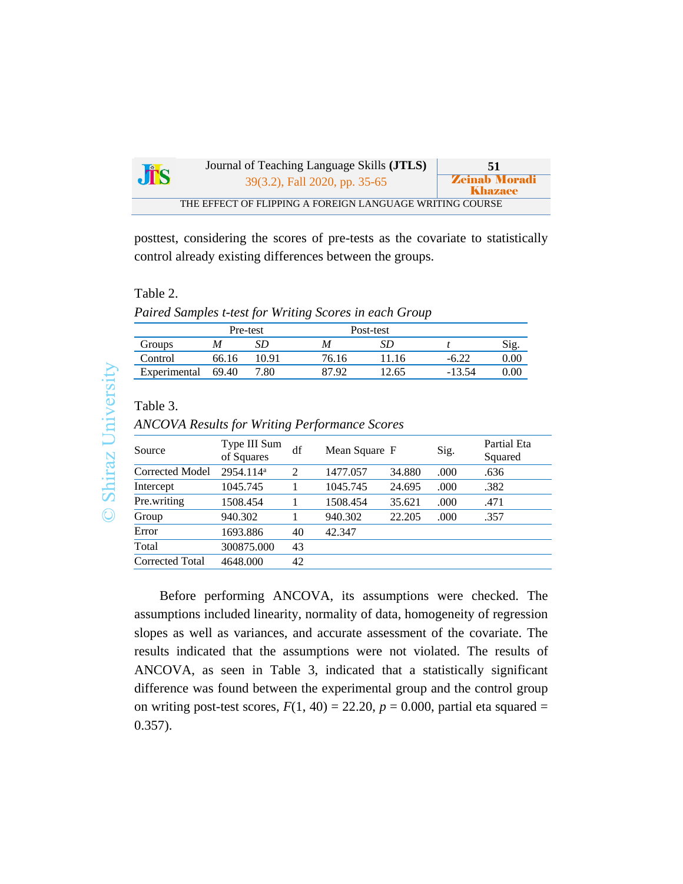posttest, considering the scores of pre-tests as the covariate to statistically control already existing differences between the groups.

Table 2.

*Paired Samples t-test for Writing Scores in each Group*

| | Pre-test | | Post-test | | | |
|---|---|---|---|---|---|---|
| Groups | *M* | *SD* | *M* | *SD* | *t* | Sig. |
| Control | 66.16 | 10.91 | 76.16 | 11.16 | -6.22 | 0.00 |
| Experimental | 69.40 | 7.80 | 87.92 | 12.65 | -13.54 | 0.00 |

Table 3.

*ANCOVA Results for Writing Performance Scores*

| Source | Type III Sum of Squares | df | Mean Square | F | Sig. | Partial Eta Squared |
|---|---|---|---|---|---|---|
| Corrected Model | 2954.114[a] | 2 | 1477.057 | 34.880 | .000 | .636 |
| Intercept | 1045.745 | 1 | 1045.745 | 24.695 | .000 | .382 |
| Pre.writing | 1508.454 | 1 | 1508.454 | 35.621 | .000 | .471 |
| Group | 940.302 | 1 | 940.302 | 22.205 | .000 | .357 |
| Error | 1693.886 | 40 | 42.347 | | | |
| Total | 300875.000 | 43 | | | | |
| Corrected Total | 4648.000 | 42 | | | | |

Before performing ANCOVA, its assumptions were checked. The assumptions included linearity, normality of data, homogeneity of regression slopes as well as variances, and accurate assessment of the covariate. The results indicated that the assumptions were not violated. The results of ANCOVA, as seen in Table 3, indicated that a statistically significant difference was found between the experimental group and the control group on writing post-test scores, $F(1, 40) = 22.20$, $p = 0.000$, partial eta squared = 0.357).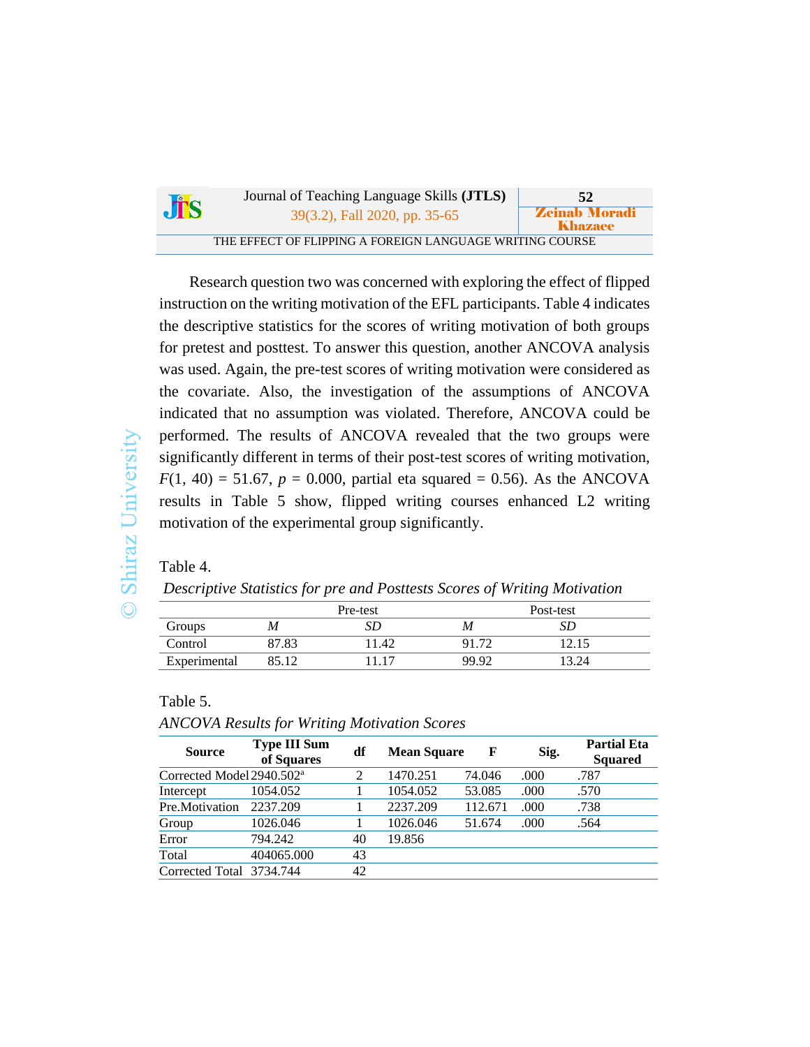Research question two was concerned with exploring the effect of flipped instruction on the writing motivation of the EFL participants. Table 4 indicates the descriptive statistics for the scores of writing motivation of both groups for pretest and posttest. To answer this question, another ANCOVA analysis was used. Again, the pre-test scores of writing motivation were considered as the covariate. Also, the investigation of the assumptions of ANCOVA indicated that no assumption was violated. Therefore, ANCOVA could be performed. The results of ANCOVA revealed that the two groups were significantly different in terms of their post-test scores of writing motivation, $F(1, 40) = 51.67$, $p = 0.000$, partial eta squared = 0.56). As the ANCOVA results in Table 5 show, flipped writing courses enhanced L2 writing motivation of the experimental group significantly.

Table 4.

*Descriptive Statistics for pre and Posttests Scores of Writing Motivation*

| | Pre-test | | Post-test | |
|---|---|---|---|---|
| Groups | *M* | *SD* | *M* | *SD* |
| Control | 87.83 | 11.42 | 91.72 | 12.15 |
| Experimental | 85.12 | 11.17 | 99.92 | 13.24 |

Table 5.

*ANCOVA Results for Writing Motivation Scores*

| Source | Type III Sum of Squares | df | Mean Square | F | Sig. | Partial Eta Squared |
|---|---|---|---|---|---|---|
| Corrected Model | 2940.502[a] | 2 | 1470.251 | 74.046 | .000 | .787 |
| Intercept | 1054.052 | 1 | 1054.052 | 53.085 | .000 | .570 |
| Pre.Motivation | 2237.209 | 1 | 2237.209 | 112.671 | .000 | .738 |
| Group | 1026.046 | 1 | 1026.046 | 51.674 | .000 | .564 |
| Error | 794.242 | 40 | 19.856 | | | |
| Total | 404065.000 | 43 | | | | |
| Corrected Total | 3734.744 | 42 | | | | |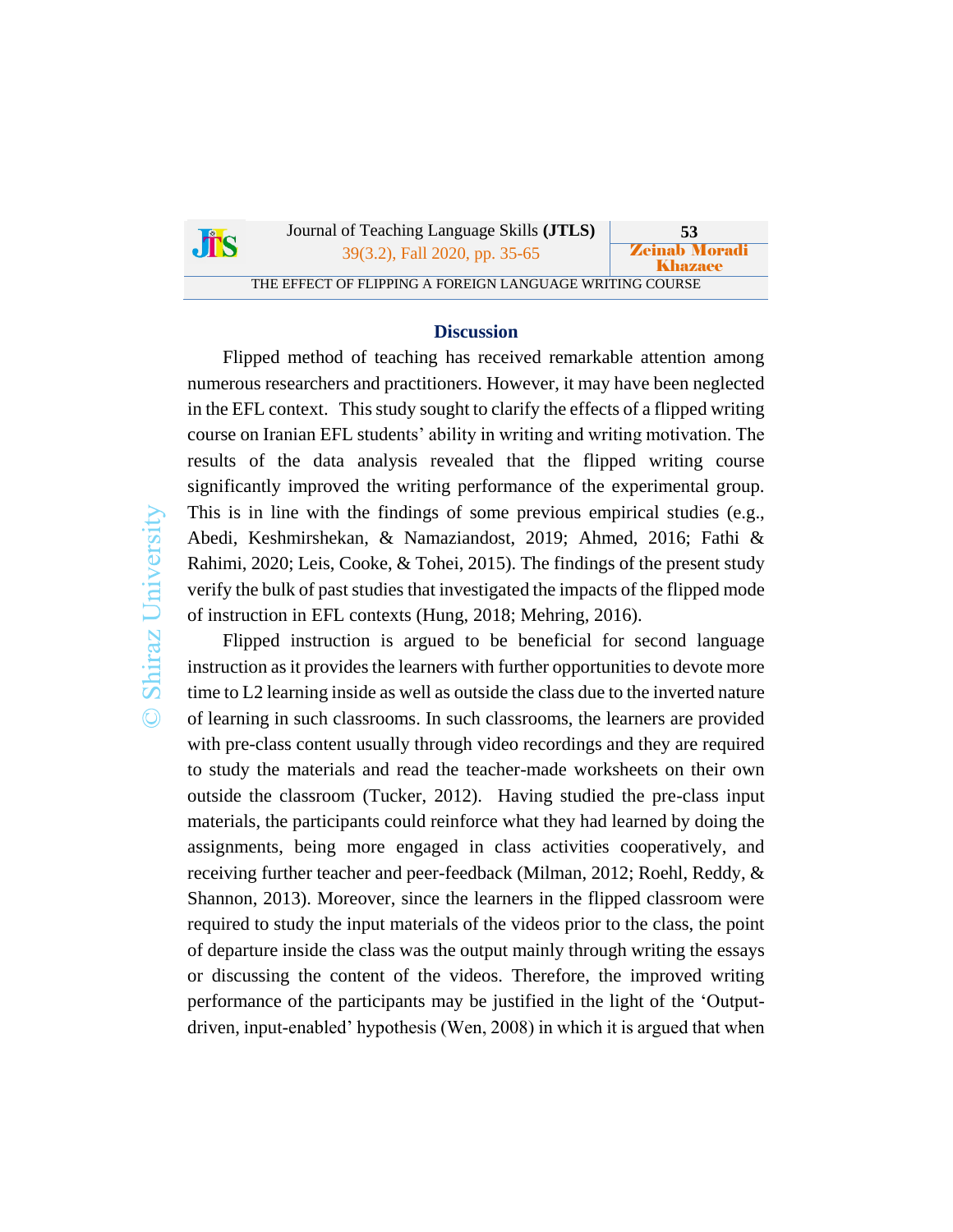## Discussion

Flipped method of teaching has received remarkable attention among numerous researchers and practitioners. However, it may have been neglected in the EFL context. This study sought to clarify the effects of a flipped writing course on Iranian EFL students' ability in writing and writing motivation. The results of the data analysis revealed that the flipped writing course significantly improved the writing performance of the experimental group. This is in line with the findings of some previous empirical studies (e.g., Abedi, Keshmirshekan, & Namaziandost, 2019; Ahmed, 2016; Fathi & Rahimi, 2020; Leis, Cooke, & Tohei, 2015). The findings of the present study verify the bulk of past studies that investigated the impacts of the flipped mode of instruction in EFL contexts (Hung, 2018; Mehring, 2016).

Flipped instruction is argued to be beneficial for second language instruction as it provides the learners with further opportunities to devote more time to L2 learning inside as well as outside the class due to the inverted nature of learning in such classrooms. In such classrooms, the learners are provided with pre-class content usually through video recordings and they are required to study the materials and read the teacher-made worksheets on their own outside the classroom (Tucker, 2012). Having studied the pre-class input materials, the participants could reinforce what they had learned by doing the assignments, being more engaged in class activities cooperatively, and receiving further teacher and peer-feedback (Milman, 2012; Roehl, Reddy, & Shannon, 2013). Moreover, since the learners in the flipped classroom were required to study the input materials of the videos prior to the class, the point of departure inside the class was the output mainly through writing the essays or discussing the content of the videos. Therefore, the improved writing performance of the participants may be justified in the light of the 'Output-driven, input-enabled' hypothesis (Wen, 2008) in which it is argued that when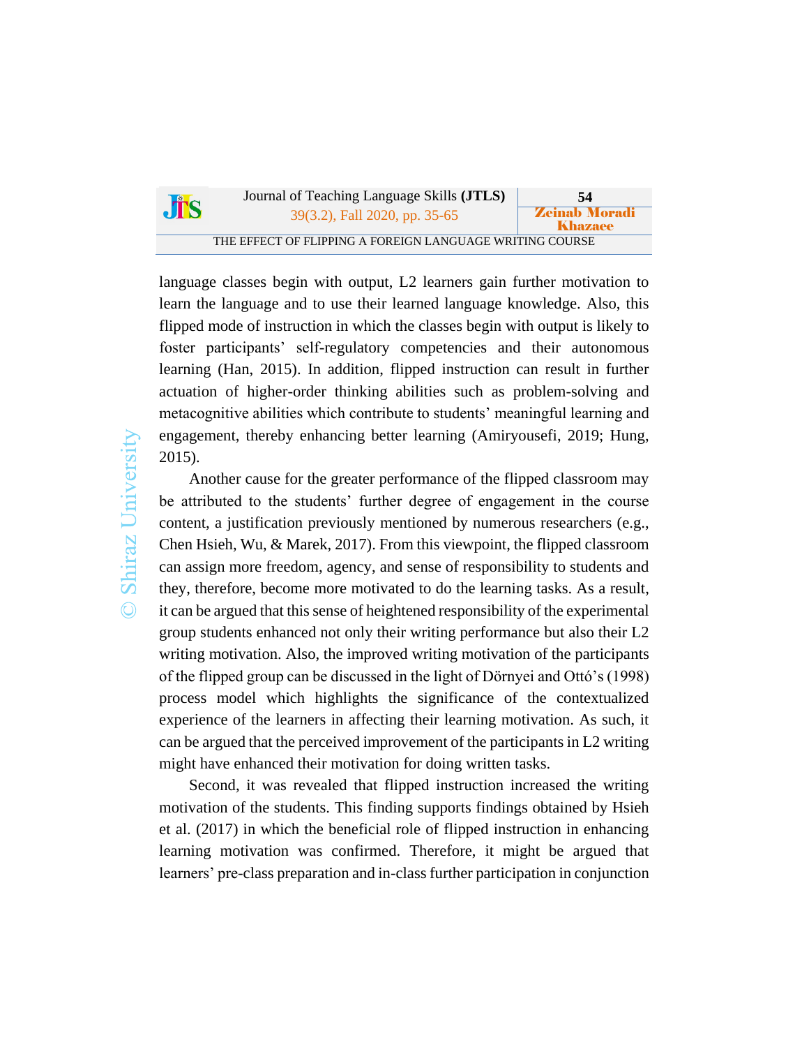language classes begin with output, L2 learners gain further motivation to learn the language and to use their learned language knowledge. Also, this flipped mode of instruction in which the classes begin with output is likely to foster participants' self-regulatory competencies and their autonomous learning (Han, 2015). In addition, flipped instruction can result in further actuation of higher-order thinking abilities such as problem-solving and metacognitive abilities which contribute to students' meaningful learning and engagement, thereby enhancing better learning (Amiryousefi, 2019; Hung, 2015).

Another cause for the greater performance of the flipped classroom may be attributed to the students' further degree of engagement in the course content, a justification previously mentioned by numerous researchers (e.g., Chen Hsieh, Wu, & Marek, 2017). From this viewpoint, the flipped classroom can assign more freedom, agency, and sense of responsibility to students and they, therefore, become more motivated to do the learning tasks. As a result, it can be argued that this sense of heightened responsibility of the experimental group students enhanced not only their writing performance but also their L2 writing motivation. Also, the improved writing motivation of the participants of the flipped group can be discussed in the light of Dörnyei and Ottó's (1998) process model which highlights the significance of the contextualized experience of the learners in affecting their learning motivation. As such, it can be argued that the perceived improvement of the participants in L2 writing might have enhanced their motivation for doing written tasks.

Second, it was revealed that flipped instruction increased the writing motivation of the students. This finding supports findings obtained by Hsieh et al. (2017) in which the beneficial role of flipped instruction in enhancing learning motivation was confirmed. Therefore, it might be argued that learners' pre-class preparation and in-class further participation in conjunction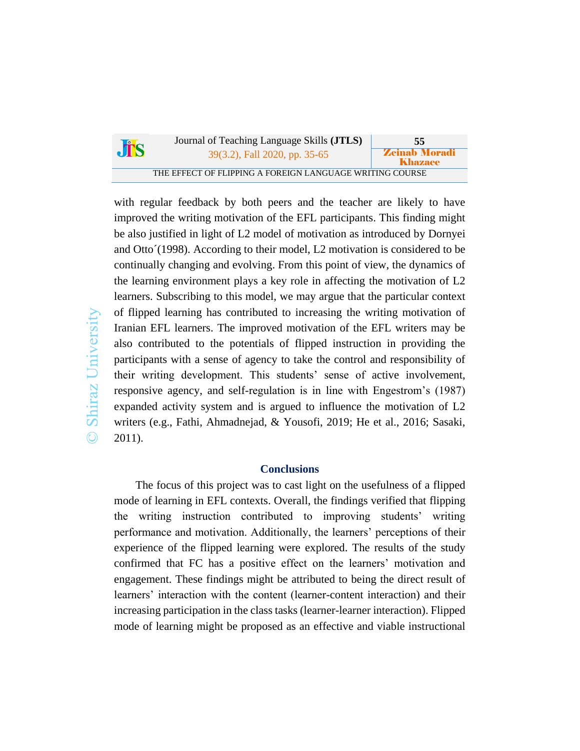with regular feedback by both peers and the teacher are likely to have improved the writing motivation of the EFL participants. This finding might be also justified in light of L2 model of motivation as introduced by Dornyei and Otto´(1998). According to their model, L2 motivation is considered to be continually changing and evolving. From this point of view, the dynamics of the learning environment plays a key role in affecting the motivation of L2 learners. Subscribing to this model, we may argue that the particular context of flipped learning has contributed to increasing the writing motivation of Iranian EFL learners. The improved motivation of the EFL writers may be also contributed to the potentials of flipped instruction in providing the participants with a sense of agency to take the control and responsibility of their writing development. This students' sense of active involvement, responsive agency, and self-regulation is in line with Engestrom's (1987) expanded activity system and is argued to influence the motivation of L2 writers (e.g., Fathi, Ahmadnejad, & Yousofi, 2019; He et al., 2016; Sasaki, 2011).

## Conclusions

The focus of this project was to cast light on the usefulness of a flipped mode of learning in EFL contexts. Overall, the findings verified that flipping the writing instruction contributed to improving students' writing performance and motivation. Additionally, the learners' perceptions of their experience of the flipped learning were explored. The results of the study confirmed that FC has a positive effect on the learners' motivation and engagement. These findings might be attributed to being the direct result of learners' interaction with the content (learner-content interaction) and their increasing participation in the class tasks (learner-learner interaction). Flipped mode of learning might be proposed as an effective and viable instructional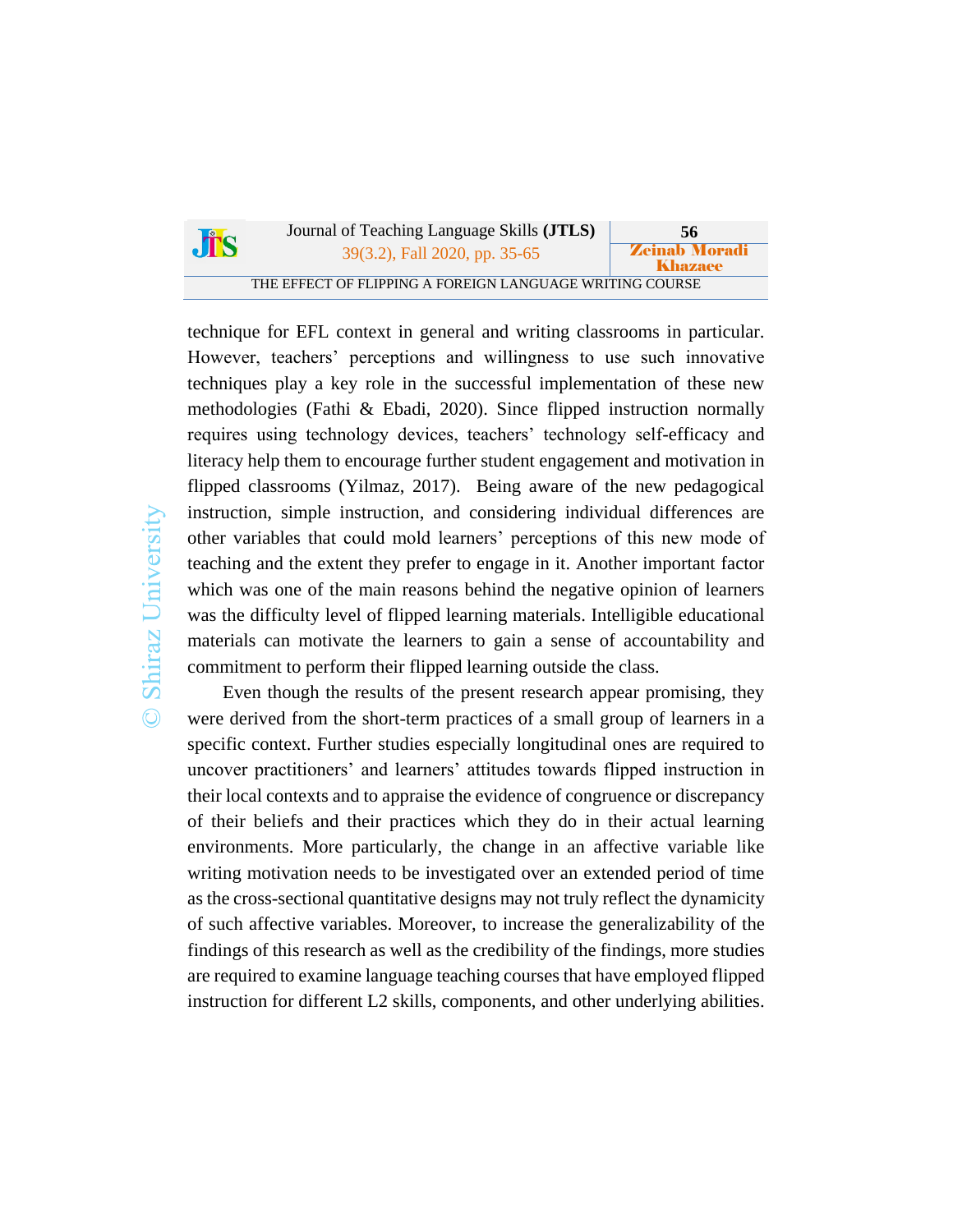technique for EFL context in general and writing classrooms in particular. However, teachers' perceptions and willingness to use such innovative techniques play a key role in the successful implementation of these new methodologies (Fathi & Ebadi, 2020). Since flipped instruction normally requires using technology devices, teachers' technology self-efficacy and literacy help them to encourage further student engagement and motivation in flipped classrooms (Yilmaz, 2017). Being aware of the new pedagogical instruction, simple instruction, and considering individual differences are other variables that could mold learners' perceptions of this new mode of teaching and the extent they prefer to engage in it. Another important factor which was one of the main reasons behind the negative opinion of learners was the difficulty level of flipped learning materials. Intelligible educational materials can motivate the learners to gain a sense of accountability and commitment to perform their flipped learning outside the class.

Even though the results of the present research appear promising, they were derived from the short-term practices of a small group of learners in a specific context. Further studies especially longitudinal ones are required to uncover practitioners' and learners' attitudes towards flipped instruction in their local contexts and to appraise the evidence of congruence or discrepancy of their beliefs and their practices which they do in their actual learning environments. More particularly, the change in an affective variable like writing motivation needs to be investigated over an extended period of time as the cross-sectional quantitative designs may not truly reflect the dynamicity of such affective variables. Moreover, to increase the generalizability of the findings of this research as well as the credibility of the findings, more studies are required to examine language teaching courses that have employed flipped instruction for different L2 skills, components, and other underlying abilities.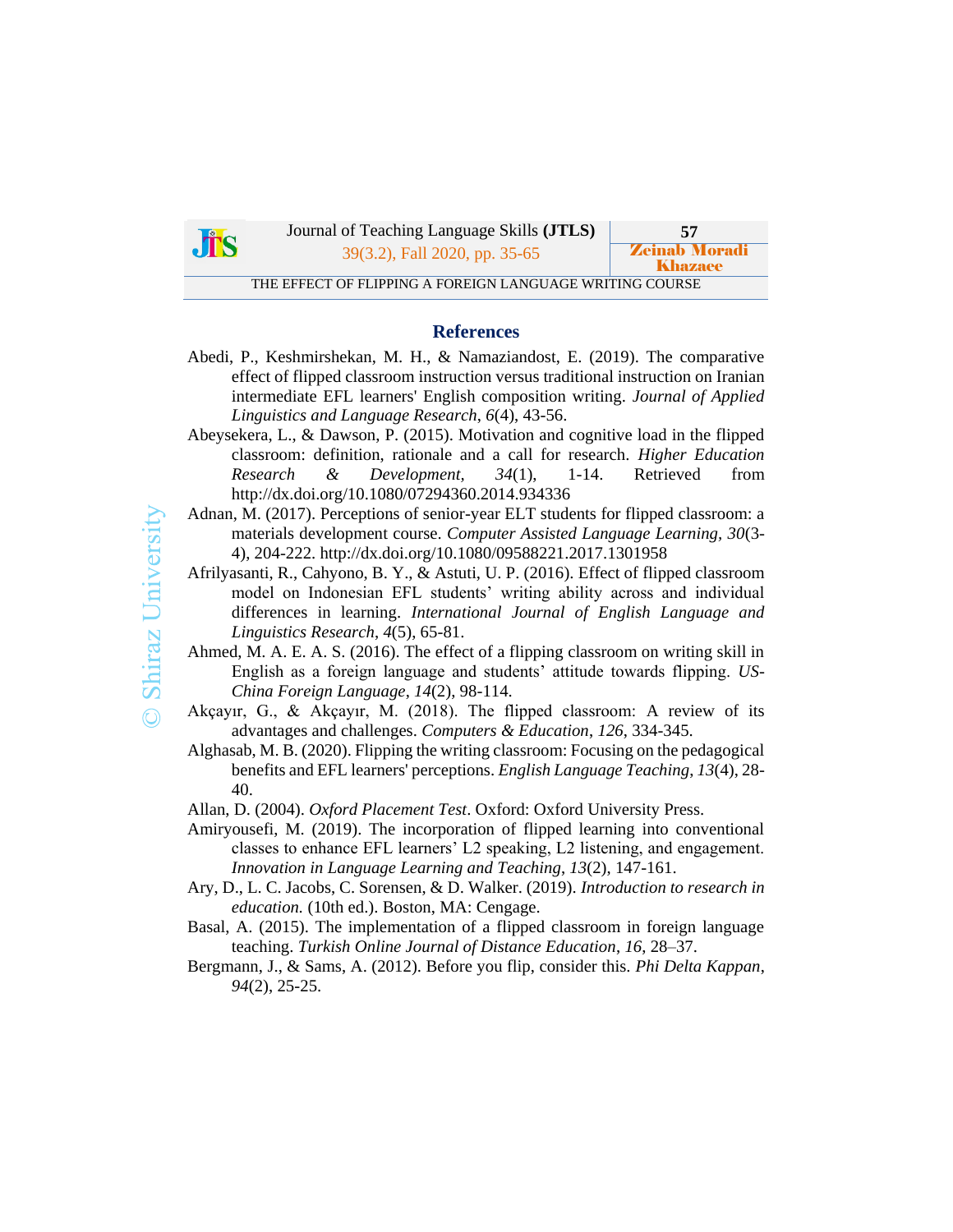## References

Abedi, P., Keshmirshekan, M. H., & Namaziandost, E. (2019). The comparative effect of flipped classroom instruction versus traditional instruction on Iranian intermediate EFL learners' English composition writing. *Journal of Applied Linguistics and Language Research*, *6*(4), 43-56.

Abeysekera, L., & Dawson, P. (2015). Motivation and cognitive load in the flipped classroom: definition, rationale and a call for research. *Higher Education Research & Development, 34*(1), 1-14. Retrieved from http://dx.doi.org/10.1080/07294360.2014.934336

Adnan, M. (2017). Perceptions of senior-year ELT students for flipped classroom: a materials development course. *Computer Assisted Language Learning, 30*(3-4), 204-222. http://dx.doi.org/10.1080/09588221.2017.1301958

Afrilyasanti, R., Cahyono, B. Y., & Astuti, U. P. (2016). Effect of flipped classroom model on Indonesian EFL students' writing ability across and individual differences in learning. *International Journal of English Language and Linguistics Research*, *4*(5), 65-81.

Ahmed, M. A. E. A. S. (2016). The effect of a flipping classroom on writing skill in English as a foreign language and students' attitude towards flipping. *US-China Foreign Language*, *14*(2), 98-114.

Akçayır, G., & Akçayır, M. (2018). The flipped classroom: A review of its advantages and challenges. *Computers & Education*, *126*, 334-345.

Alghasab, M. B. (2020). Flipping the writing classroom: Focusing on the pedagogical benefits and EFL learners' perceptions. *English Language Teaching*, *13*(4), 28-40.

Allan, D. (2004). *Oxford Placement Test*. Oxford: Oxford University Press.

Amiryousefi, M. (2019). The incorporation of flipped learning into conventional classes to enhance EFL learners' L2 speaking, L2 listening, and engagement. *Innovation in Language Learning and Teaching, 13*(2), 147-161.

Ary, D., L. C. Jacobs, C. Sorensen, & D. Walker. (2019). *Introduction to research in education.* (10th ed.). Boston, MA: Cengage.

Basal, A. (2015). The implementation of a flipped classroom in foreign language teaching. *Turkish Online Journal of Distance Education*, *16*, 28–37.

Bergmann, J., & Sams, A. (2012). Before you flip, consider this. *Phi Delta Kappan*, *94*(2), 25-25.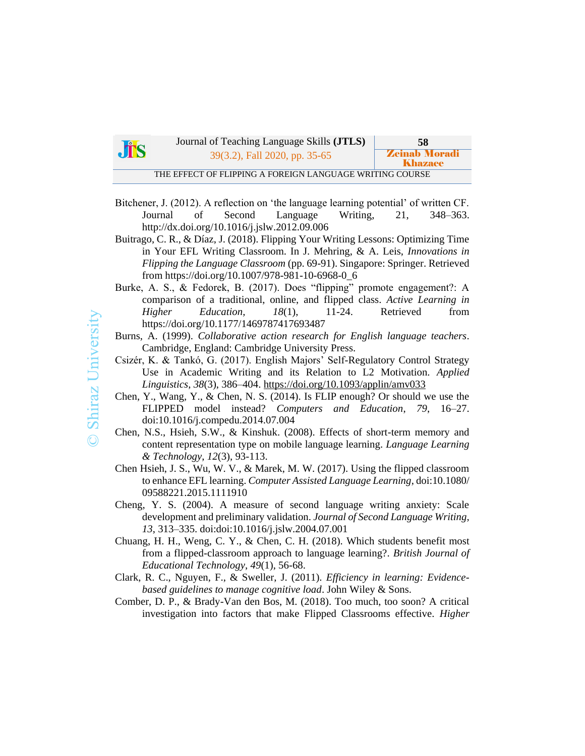Bitchener, J. (2012). A reflection on 'the language learning potential' of written CF. Journal of Second Language Writing, 21, 348–363. http://dx.doi.org/10.1016/j.jslw.2012.09.006

Buitrago, C. R., & Díaz, J. (2018). Flipping Your Writing Lessons: Optimizing Time in Your EFL Writing Classroom. In J. Mehring, & A. Leis, *Innovations in Flipping the Language Classroom* (pp. 69-91). Singapore: Springer. Retrieved from https://doi.org/10.1007/978-981-10-6968-0_6

Burke, A. S., & Fedorek, B. (2017). Does "flipping" promote engagement?: A comparison of a traditional, online, and flipped class. *Active Learning in Higher Education, 18*(1), 11-24. Retrieved from https://doi.org/10.1177/1469787417693487

Burns, A. (1999). *Collaborative action research for English language teachers*. Cambridge, England: Cambridge University Press.

Csizér, K. & Tankó, G. (2017). English Majors' Self-Regulatory Control Strategy Use in Academic Writing and its Relation to L2 Motivation. *Applied Linguistics*, *38*(3), 386–404. https://doi.org/10.1093/applin/amv033

Chen, Y., Wang, Y., & Chen, N. S. (2014). Is FLIP enough? Or should we use the FLIPPED model instead? *Computers and Education*, *79*, 16–27. doi:10.1016/j.compedu.2014.07.004

Chen, N.S., Hsieh, S.W., & Kinshuk. (2008). Effects of short-term memory and content representation type on mobile language learning. *Language Learning & Technology*, *12*(3), 93-113.

Chen Hsieh, J. S., Wu, W. V., & Marek, M. W. (2017). Using the flipped classroom to enhance EFL learning. *Computer Assisted Language Learning*, doi:10.1080/09588221.2015.1111910

Cheng, Y. S. (2004). A measure of second language writing anxiety: Scale development and preliminary validation. *Journal of Second Language Writing, 13*, 313–335. doi:doi:10.1016/j.jslw.2004.07.001

Chuang, H. H., Weng, C. Y., & Chen, C. H. (2018). Which students benefit most from a flipped-classroom approach to language learning?. *British Journal of Educational Technology*, *49*(1), 56-68.

Clark, R. C., Nguyen, F., & Sweller, J. (2011). *Efficiency in learning: Evidence-based guidelines to manage cognitive load*. John Wiley & Sons.

Comber, D. P., & Brady-Van den Bos, M. (2018). Too much, too soon? A critical investigation into factors that make Flipped Classrooms effective. *Higher*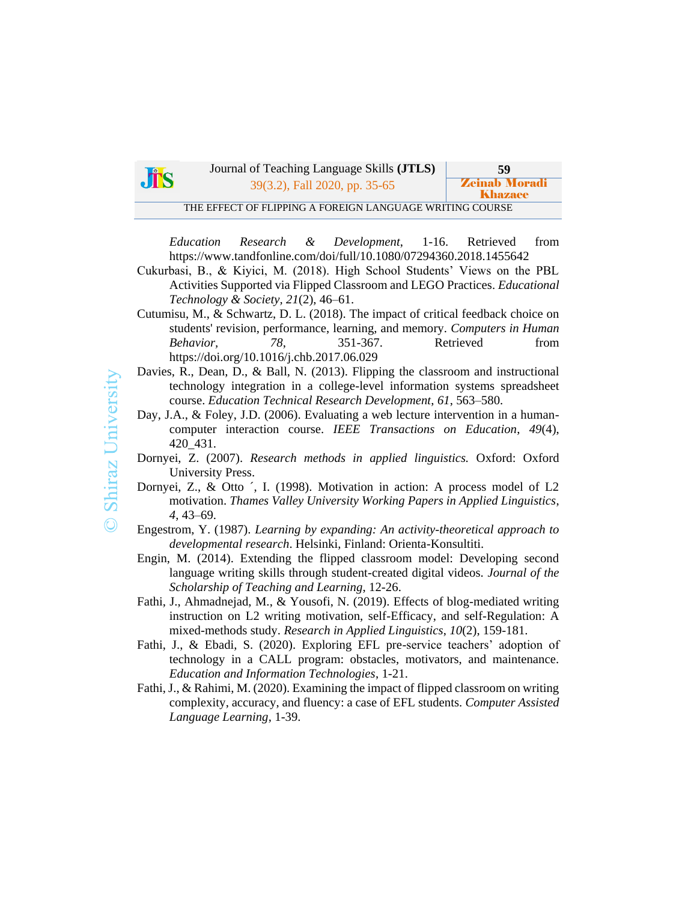*Education Research & Development*, 1-16. Retrieved from https://www.tandfonline.com/doi/full/10.1080/07294360.2018.1455642

Cukurbasi, B., & Kiyici, M. (2018). High School Students' Views on the PBL Activities Supported via Flipped Classroom and LEGO Practices. *Educational Technology & Society, 21*(2), 46–61.

Cutumisu, M., & Schwartz, D. L. (2018). The impact of critical feedback choice on students' revision, performance, learning, and memory. *Computers in Human Behavior, 78*, 351-367. Retrieved from https://doi.org/10.1016/j.chb.2017.06.029

Davies, R., Dean, D., & Ball, N. (2013). Flipping the classroom and instructional technology integration in a college-level information systems spreadsheet course. *Education Technical Research Development, 61*, 563–580.

Day, J.A., & Foley, J.D. (2006). Evaluating a web lecture intervention in a human-computer interaction course. *IEEE Transactions on Education*, *49*(4), 420_431.

Dornyei, Z. (2007). *Research methods in applied linguistics.* Oxford: Oxford University Press.

Dornyei, Z., & Otto ´, I. (1998). Motivation in action: A process model of L2 motivation. *Thames Valley University Working Papers in Applied Linguistics*, *4*, 43–69.

Engestrom, Y. (1987). *Learning by expanding: An activity-theoretical approach to developmental research*. Helsinki, Finland: Orienta-Konsultiti.

Engin, M. (2014). Extending the flipped classroom model: Developing second language writing skills through student-created digital videos. *Journal of the Scholarship of Teaching and Learning*, 12-26.

Fathi, J., Ahmadnejad, M., & Yousofi, N. (2019). Effects of blog-mediated writing instruction on L2 writing motivation, self-Efficacy, and self-Regulation: A mixed-methods study. *Research in Applied Linguistics*, *10*(2), 159-181.

Fathi, J., & Ebadi, S. (2020). Exploring EFL pre-service teachers' adoption of technology in a CALL program: obstacles, motivators, and maintenance. *Education and Information Technologies*, 1-21.

Fathi, J., & Rahimi, M. (2020). Examining the impact of flipped classroom on writing complexity, accuracy, and fluency: a case of EFL students. *Computer Assisted Language Learning*, 1-39.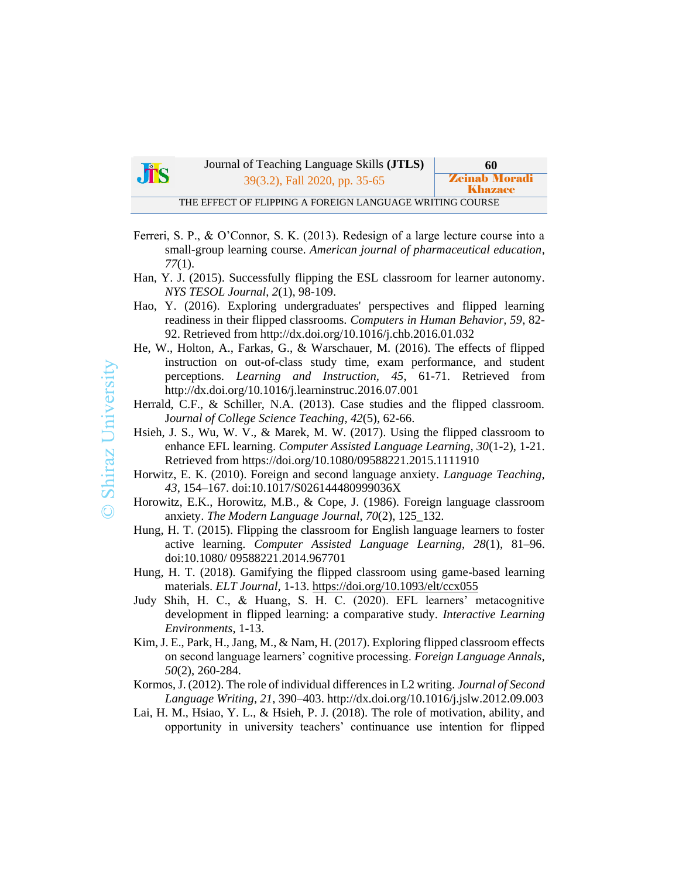Ferreri, S. P., & O'Connor, S. K. (2013). Redesign of a large lecture course into a small-group learning course. *American journal of pharmaceutical education*, *77*(1).

Han, Y. J. (2015). Successfully flipping the ESL classroom for learner autonomy. *NYS TESOL Journal*, *2*(1), 98-109.

Hao, Y. (2016). Exploring undergraduates' perspectives and flipped learning readiness in their flipped classrooms. *Computers in Human Behavior, 59*, 82-92. Retrieved from http://dx.doi.org/10.1016/j.chb.2016.01.032

He, W., Holton, A., Farkas, G., & Warschauer, M. (2016). The effects of flipped instruction on out-of-class study time, exam performance, and student perceptions. *Learning and Instruction, 45*, 61-71. Retrieved from http://dx.doi.org/10.1016/j.learninstruc.2016.07.001

Herrald, C.F., & Schiller, N.A. (2013). Case studies and the flipped classroom. J*ournal of College Science Teaching*, *42*(5), 62-66.

Hsieh, J. S., Wu, W. V., & Marek, M. W. (2017). Using the flipped classroom to enhance EFL learning. *Computer Assisted Language Learning, 30*(1-2), 1-21. Retrieved from https://doi.org/10.1080/09588221.2015.1111910

Horwitz, E. K. (2010). Foreign and second language anxiety. *Language Teaching*, *43*, 154–167. doi:10.1017/S026144480999036X

Horowitz, E.K., Horowitz, M.B., & Cope, J. (1986). Foreign language classroom anxiety. *The Modern Language Journal*, *70*(2), 125_132.

Hung, H. T. (2015). Flipping the classroom for English language learners to foster active learning. *Computer Assisted Language Learning*, *28*(1), 81–96. doi:10.1080/ 09588221.2014.967701

Hung, H. T. (2018). Gamifying the flipped classroom using game-based learning materials. *ELT Journal*, 1-13. https://doi.org/10.1093/elt/ccx055

Judy Shih, H. C., & Huang, S. H. C. (2020). EFL learners' metacognitive development in flipped learning: a comparative study. *Interactive Learning Environments*, 1-13.

Kim, J. E., Park, H., Jang, M., & Nam, H. (2017). Exploring flipped classroom effects on second language learners' cognitive processing. *Foreign Language Annals*, *50*(2), 260-284.

Kormos, J. (2012). The role of individual differences in L2 writing. *Journal of Second Language Writing*, *21*, 390–403. http://dx.doi.org/10.1016/j.jslw.2012.09.003

Lai, H. M., Hsiao, Y. L., & Hsieh, P. J. (2018). The role of motivation, ability, and opportunity in university teachers' continuance use intention for flipped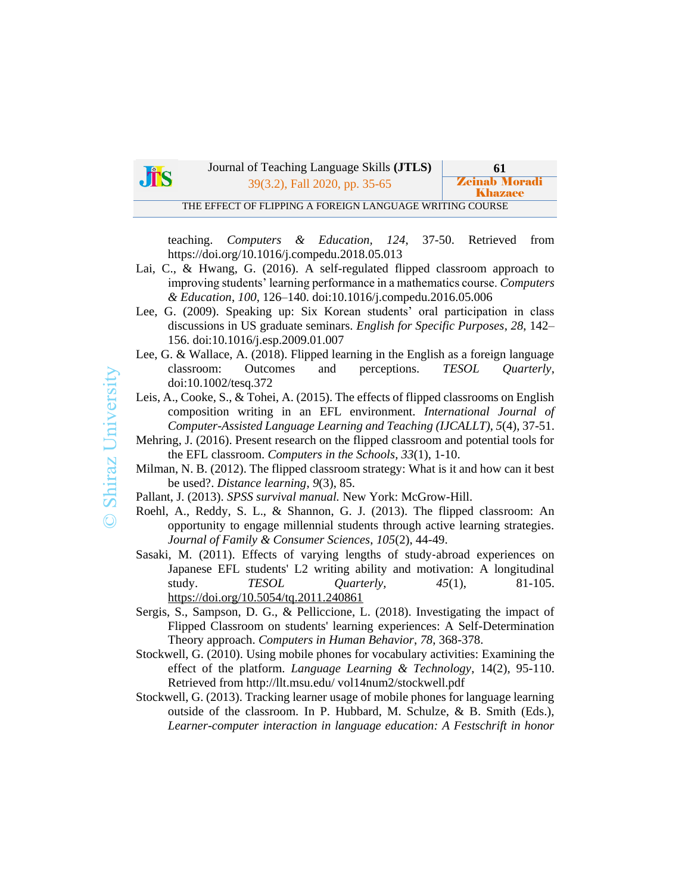teaching. *Computers & Education, 124*, 37-50. Retrieved from https://doi.org/10.1016/j.compedu.2018.05.013

Lai, C., & Hwang, G. (2016). A self-regulated flipped classroom approach to improving students' learning performance in a mathematics course. *Computers & Education, 100*, 126–140. doi:10.1016/j.compedu.2016.05.006

Lee, G. (2009). Speaking up: Six Korean students' oral participation in class discussions in US graduate seminars. *English for Specific Purposes*, *28*, 142–156. doi:10.1016/j.esp.2009.01.007

Lee, G. & Wallace, A. (2018). Flipped learning in the English as a foreign language classroom: Outcomes and perceptions. *TESOL Quarterly*, doi:10.1002/tesq.372

Leis, A., Cooke, S., & Tohei, A. (2015). The effects of flipped classrooms on English composition writing in an EFL environment. *International Journal of Computer-Assisted Language Learning and Teaching (IJCALLT)*, *5*(4), 37-51.

Mehring, J. (2016). Present research on the flipped classroom and potential tools for the EFL classroom. *Computers in the Schools*, *33*(1), 1-10.

Milman, N. B. (2012). The flipped classroom strategy: What is it and how can it best be used?. *Distance learning*, *9*(3), 85.

Pallant, J. (2013). *SPSS survival manual.* New York: McGrow-Hill.

Roehl, A., Reddy, S. L., & Shannon, G. J. (2013). The flipped classroom: An opportunity to engage millennial students through active learning strategies. *Journal of Family & Consumer Sciences*, *105*(2), 44-49.

Sasaki, M. (2011). Effects of varying lengths of study-abroad experiences on Japanese EFL students' L2 writing ability and motivation: A longitudinal study. *TESOL Quarterly*, *45*(1), 81-105. https://doi.org/10.5054/tq.2011.240861

Sergis, S., Sampson, D. G., & Pelliccione, L. (2018). Investigating the impact of Flipped Classroom on students' learning experiences: A Self-Determination Theory approach. *Computers in Human Behavior*, *78*, 368-378.

Stockwell, G. (2010). Using mobile phones for vocabulary activities: Examining the effect of the platform. *Language Learning & Technology*, 14(2), 95-110. Retrieved from http://llt.msu.edu/ vol14num2/stockwell.pdf

Stockwell, G. (2013). Tracking learner usage of mobile phones for language learning outside of the classroom. In P. Hubbard, M. Schulze, & B. Smith (Eds.), *Learner-computer interaction in language education: A Festschrift in honor*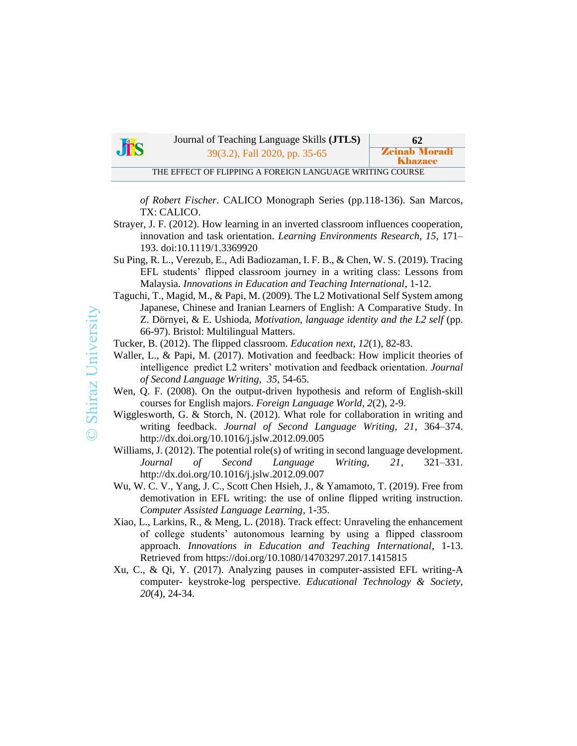*of Robert Fischer*. CALICO Monograph Series (pp.118-136). San Marcos, TX: CALICO.

Strayer, J. F. (2012). How learning in an inverted classroom influences cooperation, innovation and task orientation. *Learning Environments Research*, *15*, 171–193. doi:10.1119/1.3369920

Su Ping, R. L., Verezub, E., Adi Badiozaman, I. F. B., & Chen, W. S. (2019). Tracing EFL students' flipped classroom journey in a writing class: Lessons from Malaysia. *Innovations in Education and Teaching International*, 1-12.

Taguchi, T., Magid, M., & Papi, M. (2009). The L2 Motivational Self System among Japanese, Chinese and Iranian Learners of English: A Comparative Study. In Z. Dörnyei, & E. Ushioda, *Motivation, language identity and the L2 self* (pp. 66-97). Bristol: Multilingual Matters.

Tucker, B. (2012). The flipped classroom. *Education next*, *12*(1), 82-83.

Waller, L., & Papi, M. (2017). Motivation and feedback: How implicit theories of intelligence predict L2 writers' motivation and feedback orientation. *Journal of Second Language Writing*, *35*, 54-65.

Wen, Q. F. (2008). On the output-driven hypothesis and reform of English-skill courses for English majors. *Foreign Language World*, *2*(2), 2-9.

Wigglesworth, G. & Storch, N. (2012). What role for collaboration in writing and writing feedback. *Journal of Second Language Writing*, *21*, 364–374. http://dx.doi.org/10.1016/j.jslw.2012.09.005

Williams, J. (2012). The potential role(s) of writing in second language development. *Journal of Second Language Writing*, *21*, 321–331. http://dx.doi.org/10.1016/j.jslw.2012.09.007

Wu, W. C. V., Yang, J. C., Scott Chen Hsieh, J., & Yamamoto, T. (2019). Free from demotivation in EFL writing: the use of online flipped writing instruction. *Computer Assisted Language Learning*, 1-35.

Xiao, L., Larkins, R., & Meng, L. (2018). Track effect: Unraveling the enhancement of college students' autonomous learning by using a flipped classroom approach. *Innovations in Education and Teaching International*, 1-13. Retrieved from https://doi.org/10.1080/14703297.2017.1415815

Xu, C., & Qi, Y. (2017). Analyzing pauses in computer-assisted EFL writing-A computer- keystroke-log perspective. *Educational Technology & Society*, *20*(4), 24-34.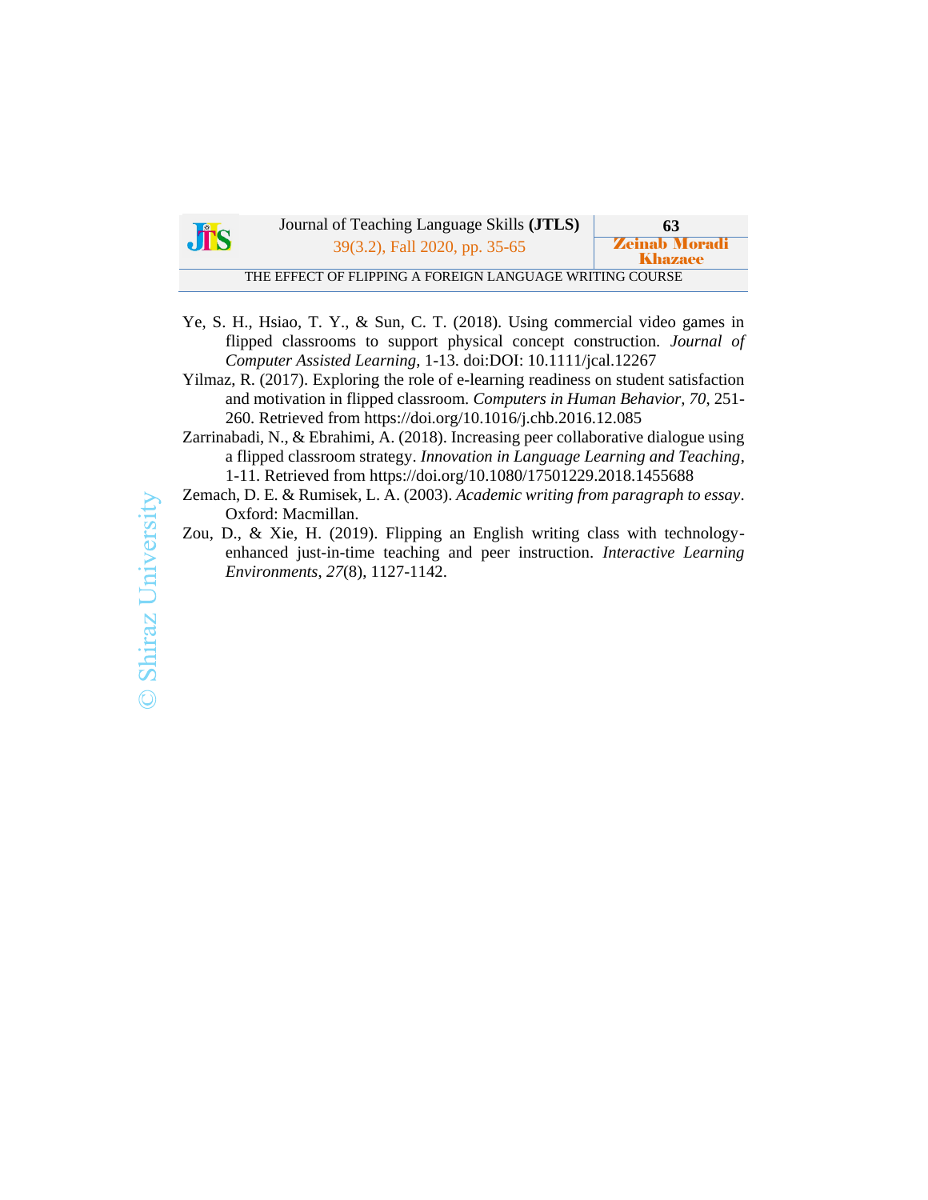Ye, S. H., Hsiao, T. Y., & Sun, C. T. (2018). Using commercial video games in flipped classrooms to support physical concept construction. *Journal of Computer Assisted Learning*, 1-13. doi:DOI: 10.1111/jcal.12267

Yilmaz, R. (2017). Exploring the role of e-learning readiness on student satisfaction and motivation in flipped classroom. *Computers in Human Behavior*, *70*, 251-260. Retrieved from https://doi.org/10.1016/j.chb.2016.12.085

Zarrinabadi, N., & Ebrahimi, A. (2018). Increasing peer collaborative dialogue using a flipped classroom strategy. *Innovation in Language Learning and Teaching*, 1-11. Retrieved from https://doi.org/10.1080/17501229.2018.1455688

Zemach, D. E. & Rumisek, L. A. (2003). *Academic writing from paragraph to essay*. Oxford: Macmillan.

Zou, D., & Xie, H. (2019). Flipping an English writing class with technology-enhanced just-in-time teaching and peer instruction. *Interactive Learning Environments*, *27*(8), 1127-1142.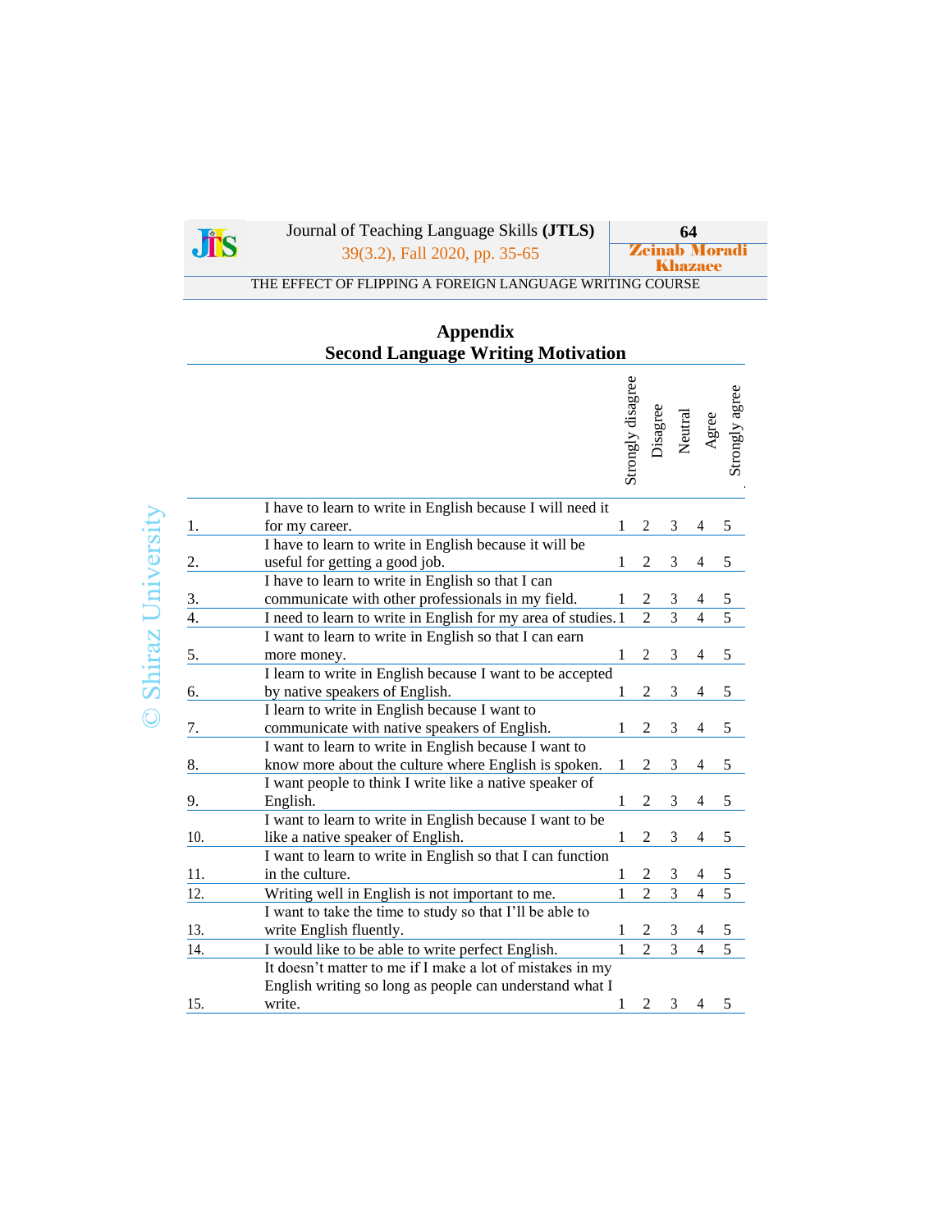## Appendix

## Second Language Writing Motivation

| | | Strongly disagree | Disagree | Neutral | Agree | Strongly agree |
|---|---|---|---|---|---|---|
| 1. | I have to learn to write in English because I will need it for my career. | 1 | 2 | 3 | 4 | 5 |
| 2. | I have to learn to write in English because it will be useful for getting a good job. | 1 | 2 | 3 | 4 | 5 |
| 3. | I have to learn to write in English so that I can communicate with other professionals in my field. | 1 | 2 | 3 | 4 | 5 |
| 4. | I need to learn to write in English for my area of studies. | 1 | 2 | 3 | 4 | 5 |
| 5. | I want to learn to write in English so that I can earn more money. | 1 | 2 | 3 | 4 | 5 |
| 6. | I learn to write in English because I want to be accepted by native speakers of English. | 1 | 2 | 3 | 4 | 5 |
| 7. | I learn to write in English because I want to communicate with native speakers of English. | 1 | 2 | 3 | 4 | 5 |
| 8. | I want to learn to write in English because I want to know more about the culture where English is spoken. | 1 | 2 | 3 | 4 | 5 |
| 9. | I want people to think I write like a native speaker of English. | 1 | 2 | 3 | 4 | 5 |
| 10. | I want to learn to write in English because I want to be like a native speaker of English. | 1 | 2 | 3 | 4 | 5 |
| 11. | I want to learn to write in English so that I can function in the culture. | 1 | 2 | 3 | 4 | 5 |
| 12. | Writing well in English is not important to me. | 1 | 2 | 3 | 4 | 5 |
| 13. | I want to take the time to study so that I'll be able to write English fluently. | 1 | 2 | 3 | 4 | 5 |
| 14. | I would like to be able to write perfect English. | 1 | 2 | 3 | 4 | 5 |
| 15. | It doesn't matter to me if I make a lot of mistakes in my English writing so long as people can understand what I write. | 1 | 2 | 3 | 4 | 5 |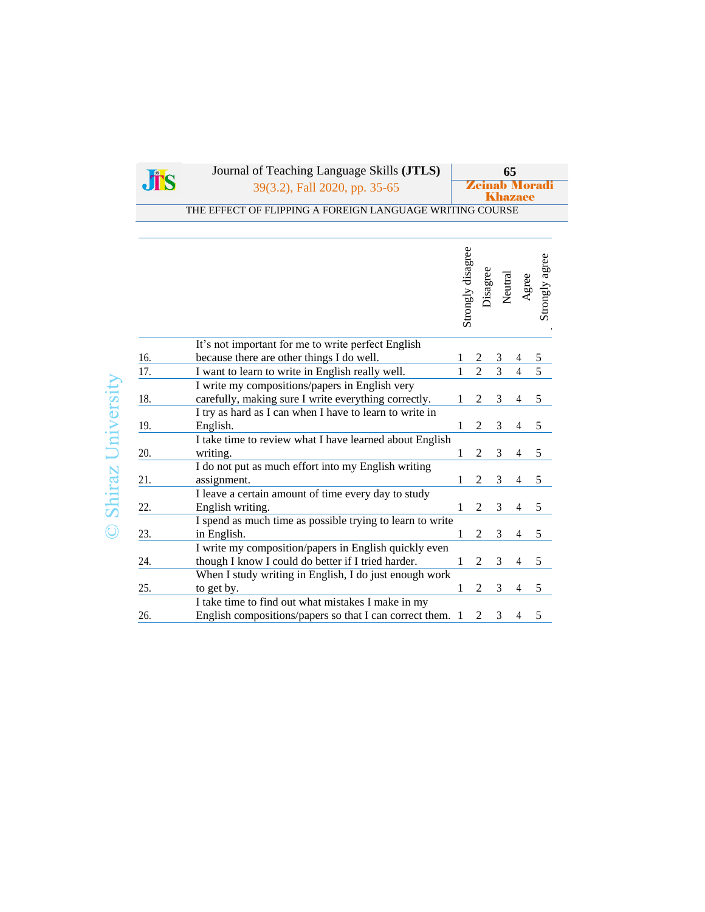| | | Strongly disagree | Disagree | Neutral | Agree | Strongly agree |
|---|---|---|---|---|---|---|
| 16. | It's not important for me to write perfect English because there are other things I do well. | 1 | 2 | 3 | 4 | 5 |
| 17. | I want to learn to write in English really well. | 1 | 2 | 3 | 4 | 5 |
| 18. | I write my compositions/papers in English very carefully, making sure I write everything correctly. | 1 | 2 | 3 | 4 | 5 |
| 19. | I try as hard as I can when I have to learn to write in English. | 1 | 2 | 3 | 4 | 5 |
| 20. | I take time to review what I have learned about English writing. | 1 | 2 | 3 | 4 | 5 |
| 21. | I do not put as much effort into my English writing assignment. | 1 | 2 | 3 | 4 | 5 |
| 22. | I leave a certain amount of time every day to study English writing. | 1 | 2 | 3 | 4 | 5 |
| 23. | I spend as much time as possible trying to learn to write in English. | 1 | 2 | 3 | 4 | 5 |
| 24. | I write my composition/papers in English quickly even though I know I could do better if I tried harder. | 1 | 2 | 3 | 4 | 5 |
| 25. | When I study writing in English, I do just enough work to get by. | 1 | 2 | 3 | 4 | 5 |
| 26. | I take time to find out what mistakes I make in my English compositions/papers so that I can correct them. | 1 | 2 | 3 | 4 | 5 |